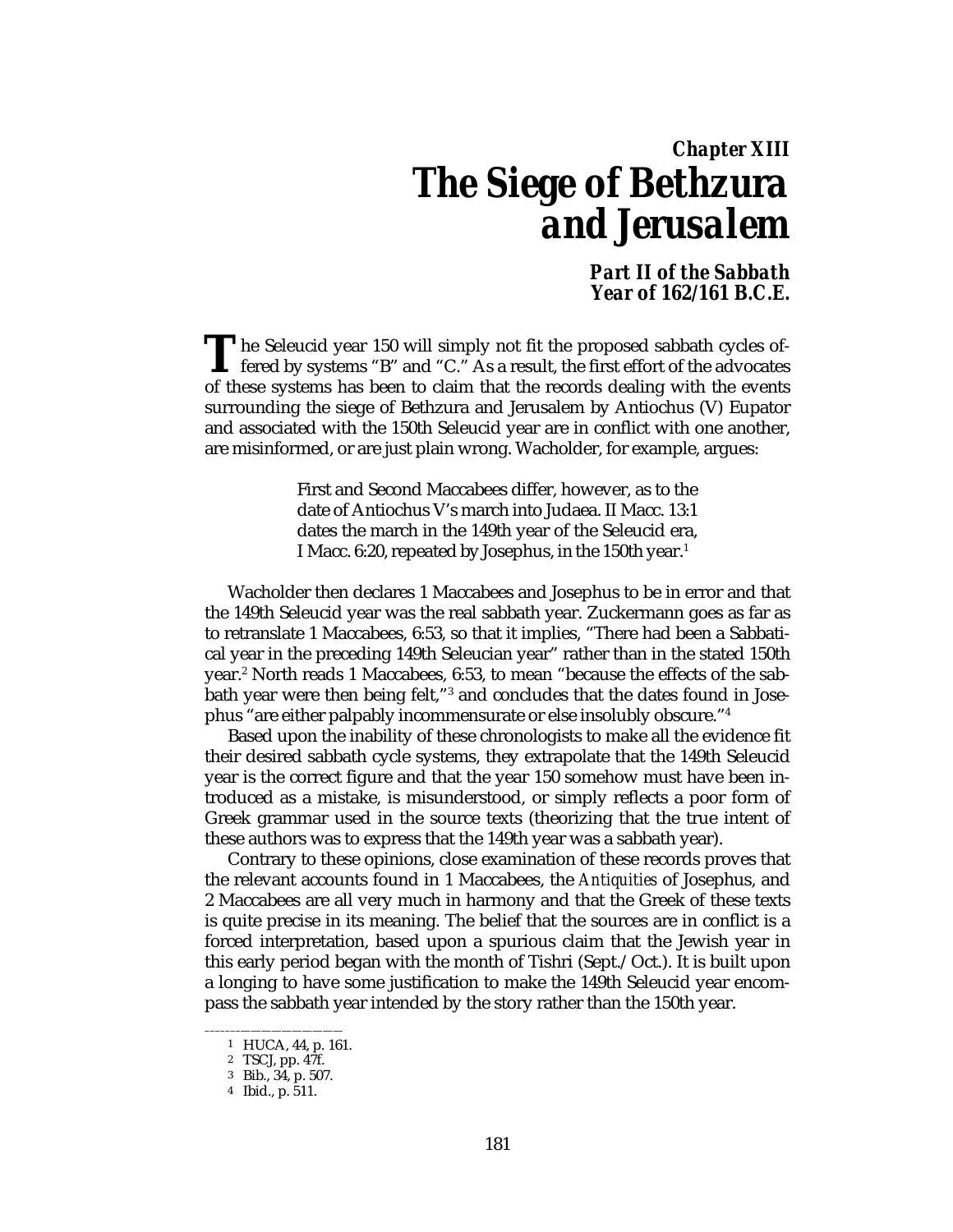# *Chapter XIII*
# *The Siege of Bethzura and Jerusalem*

### *Part II of the Sabbath Year of 162/161 B.C.E.*

The Seleucid year 150 will simply not fit the proposed sabbath cycles offered by systems "B" and "C." As a result, the first effort of the advocates of these systems has been to claim that the records dealing with the events surrounding the siege of Bethzura and Jerusalem by Antiochus (V) Eupator and associated with the 150th Seleucid year are in conflict with one another, are misinformed, or are just plain wrong. Wacholder, for example, argues:

> First and Second Maccabees differ, however, as to the date of Antiochus V's march into Judaea. II Macc. 13:1 dates the march in the 149th year of the Seleucid era, I Macc. 6:20, repeated by Josephus, in the 150th year.[1]

Wacholder then declares 1 Maccabees and Josephus to be in error and that the 149th Seleucid year was the real sabbath year. Zuckermann goes as far as to retranslate 1 Maccabees, 6:53, so that it implies, "There had been a Sabbatical year in the preceding 149th Seleucian year" rather than in the stated 150th year.[2] North reads 1 Maccabees, 6:53, to mean "because the effects of the sabbath year were then being felt,"[3] and concludes that the dates found in Josephus "are either palpably incommensurate or else insolubly obscure."[4]

Based upon the inability of these chronologists to make all the evidence fit their desired sabbath cycle systems, they extrapolate that the 149th Seleucid year is the correct figure and that the year 150 somehow must have been introduced as a mistake, is misunderstood, or simply reflects a poor form of Greek grammar used in the source texts (theorizing that the true intent of these authors was to express that the 149th year was a sabbath year).

Contrary to these opinions, close examination of these records proves that the relevant accounts found in 1 Maccabees, the *Antiquities* of Josephus, and 2 Maccabees are all very much in harmony and that the Greek of these texts is quite precise in its meaning. The belief that the sources are in conflict is a forced interpretation, based upon a spurious claim that the Jewish year in this early period began with the month of Tishri (Sept./Oct.). It is built upon a longing to have some justification to make the 149th Seleucid year encompass the sabbath year intended by the story rather than the 150th year.

---

1 HUCA, 44, p. 161.
2 TSCJ, pp. 47f.
3 Bib., 34, p. 507.
4 Ibid., p. 511.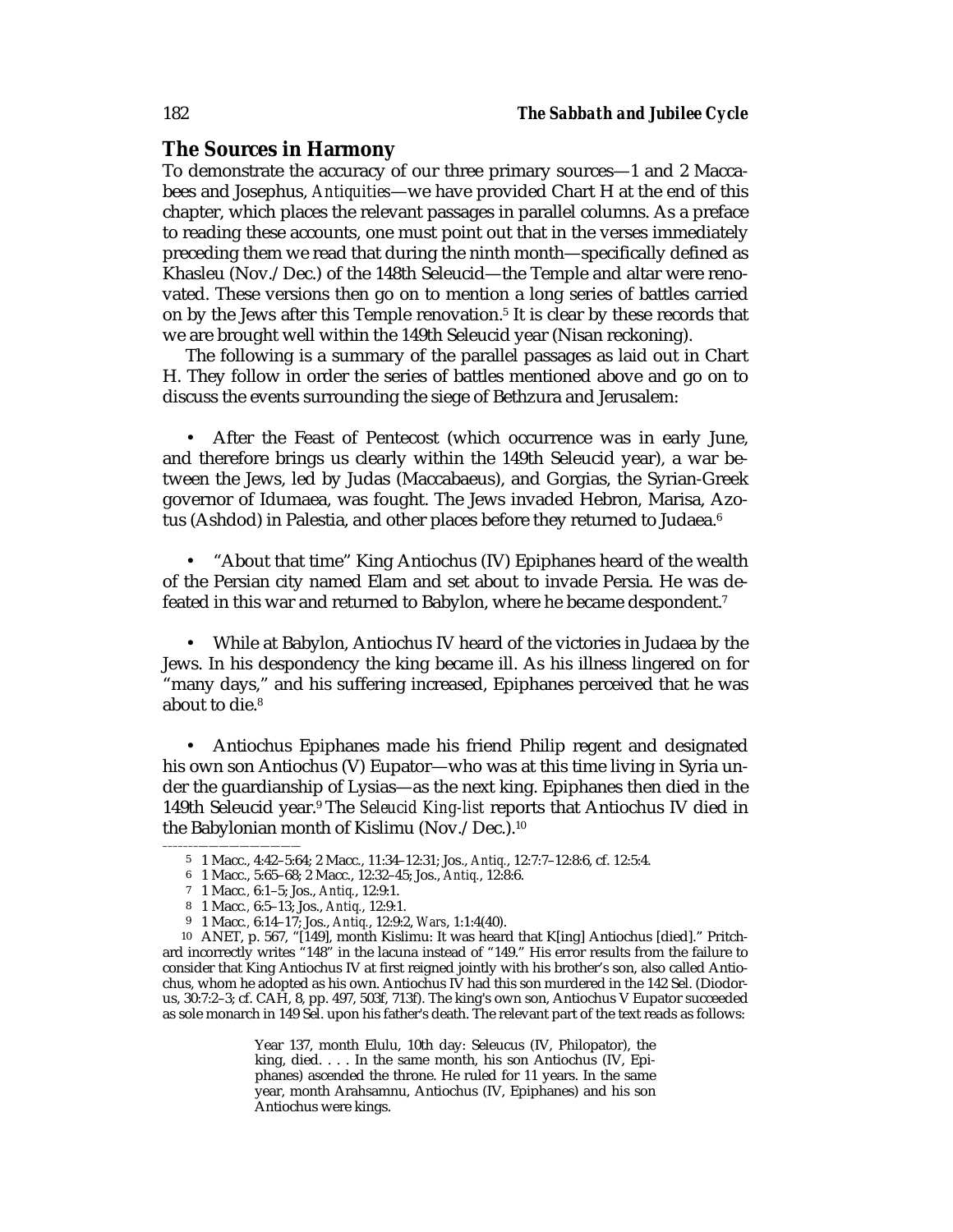## The Sources in Harmony

To demonstrate the accuracy of our three primary sources—1 and 2 Maccabees and Josephus, *Antiquities*—we have provided Chart H at the end of this chapter, which places the relevant passages in parallel columns. As a preface to reading these accounts, one must point out that in the verses immediately preceding them we read that during the ninth month—specifically defined as Khasleu (Nov./Dec.) of the 148th Seleucid—the Temple and altar were renovated. These versions then go on to mention a long series of battles carried on by the Jews after this Temple renovation.[5] It is clear by these records that we are brought well within the 149th Seleucid year (Nisan reckoning).

The following is a summary of the parallel passages as laid out in Chart H. They follow in order the series of battles mentioned above and go on to discuss the events surrounding the siege of Bethzura and Jerusalem:

- After the Feast of Pentecost (which occurrence was in early June, and therefore brings us clearly within the 149th Seleucid year), a war between the Jews, led by Judas (Maccabaeus), and Gorgias, the Syrian-Greek governor of Idumaea, was fought. The Jews invaded Hebron, Marisa, Azotus (Ashdod) in Palestia, and other places before they returned to Judaea.[6]

- "About that time" King Antiochus (IV) Epiphanes heard of the wealth of the Persian city named Elam and set about to invade Persia. He was defeated in this war and returned to Babylon, where he became despondent.[7]

- While at Babylon, Antiochus IV heard of the victories in Judaea by the Jews. In his despondency the king became ill. As his illness lingered on for "many days," and his suffering increased, Epiphanes perceived that he was about to die.[8]

- Antiochus Epiphanes made his friend Philip regent and designated his own son Antiochus (V) Eupator—who was at this time living in Syria under the guardianship of Lysias—as the next king. Epiphanes then died in the 149th Seleucid year.[9] The *Seleucid King-list* reports that Antiochus IV died in the Babylonian month of Kislimu (Nov./Dec.).[10]

---

5 1 Macc., 4:42–5:64; 2 Macc., 11:34–12:31; Jos., *Antiq.*, 12:7:7–12:8:6, cf. 12:5:4.

6 1 Macc., 5:65–68; 2 Macc., 12:32–45; Jos., *Antiq.*, 12:8:6.

7 1 Macc., 6:1–5; Jos., *Antiq.*, 12:9:1.

8 1 Macc., 6:5–13; Jos., *Antiq.*, 12:9:1.

9 1 Macc., 6:14–17; Jos., *Antiq.*, 12:9:2, *Wars*, 1:1:4(40).

10 ANET, p. 567, "[149], month Kislimu: It was heard that K[ing] Antiochus [died]." Pritchard incorrectly writes "148" in the lacuna instead of "149." His error results from the failure to consider that King Antiochus IV at first reigned jointly with his brother's son, also called Antiochus, whom he adopted as his own. Antiochus IV had this son murdered in the 142 Sel. (Diodorus, 30:7:2–3; cf. CAH, 8, pp. 497, 503f, 713f). The king's own son, Antiochus V Eupator succeeded as sole monarch in 149 Sel. upon his father's death. The relevant part of the text reads as follows:

> Year 137, month Elulu, 10th day: Seleucus (IV, Philopator), the king, died. . . . In the same month, his son Antiochus (IV, Epiphanes) ascended the throne. He ruled for 11 years. In the same year, month Arahsamnu, Antiochus (IV, Epiphanes) and his son Antiochus were kings.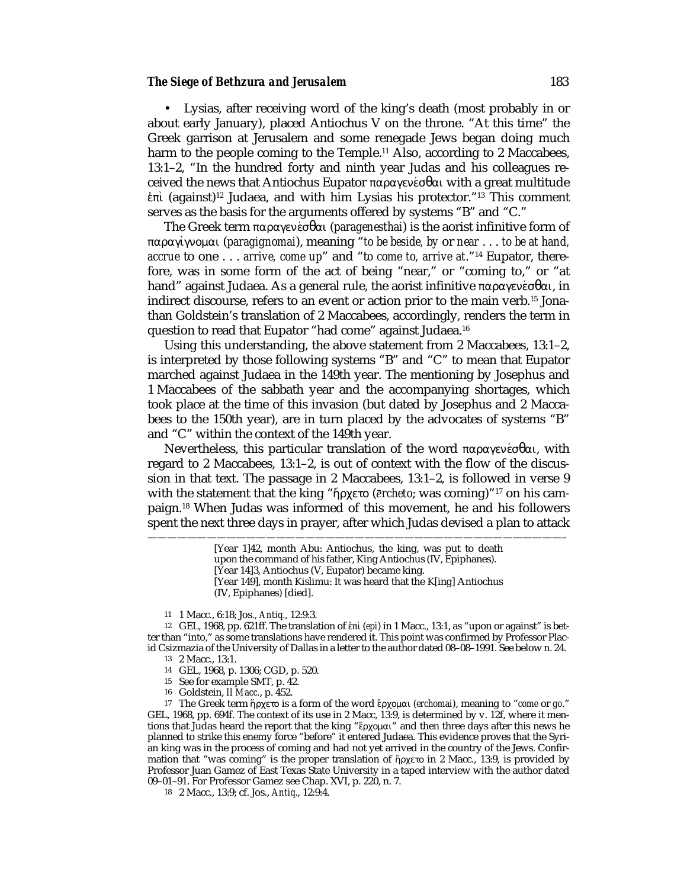• Lysias, after receiving word of the king's death (most probably in or about early January), placed Antiochus V on the throne. "At this time" the Greek garrison at Jerusalem and some renegade Jews began doing much harm to the people coming to the Temple.[11] Also, according to 2 Maccabees, 13:1–2, "In the hundred forty and ninth year Judas and his colleagues received the news that Antiochus Eupator παραγενέσθαι with a great multitude ἐπὶ (against)[12] Judaea, and with him Lysias his protector."[13] This comment serves as the basis for the arguments offered by systems "B" and "C."

The Greek term παραγενέσθαι (*paragenesthai*) is the aorist infinitive form of παραγίγνομαι (*paragignomai*), meaning "*to be beside, by* or *near . . . to be at hand, accrue* to one . . . *arrive, come up*" and "*to come to, arrive at*."[14] Eupator, therefore, was in some form of the act of being "near," or "coming to," or "at hand" against Judaea. As a general rule, the aorist infinitive παραγενέσθαι, in indirect discourse, refers to an event or action prior to the main verb.[15] Jonathan Goldstein's translation of 2 Maccabees, accordingly, renders the term in question to read that Eupator "had come" against Judaea.[16]

Using this understanding, the above statement from 2 Maccabees, 13:1–2, is interpreted by those following systems "B" and "C" to mean that Eupator marched against Judaea in the 149th year. The mentioning by Josephus and 1 Maccabees of the sabbath year and the accompanying shortages, which took place at the time of this invasion (but dated by Josephus and 2 Maccabees to the 150th year), are in turn placed by the advocates of systems "B" and "C" within the context of the 149th year.

Nevertheless, this particular translation of the word παραγενέσθαι, with regard to 2 Maccabees, 13:1–2, is out of context with the flow of the discussion in that text. The passage in 2 Maccabees, 13:1–2, is followed in verse 9 with the statement that the king "ἤρχετο (*ērcheto*; was coming)"[17] on his campaign.[18] When Judas was informed of this movement, he and his followers spent the next three days in prayer, after which Judas devised a plan to attack

---

[Year 1]42, month Abu: Antiochus, the king, was put to death upon the command of his father, King Antiochus (IV, Epiphanes).
[Year 14]3, Antiochus (V, Eupator) became king.
[Year 149], month Kislimu: It was heard that the K[ing] Antiochus (IV, Epiphanes) [died].

11 1 Macc., 6:18; Jos., *Antiq.*, 12:9:3.

12 GEL, 1968, pp. 621ff. The translation of ἐπὶ (*epi*) in 1 Macc., 13:1, as "upon or against" is better than "into," as some translations have rendered it. This point was confirmed by Professor Placid Csizmazia of the University of Dallas in a letter to the author dated 08–08–1991. See below n. 24.

13 2 Macc., 13:1.

14 GEL, 1968, p. 1306; CGD, p. 520.

15 See for example SMT, p. 42.

16 Goldstein, *II Macc.*, p. 452.

17 The Greek term ἤρχετο is a form of the word ἔρχομαι (*erchomai*), meaning to "*come* or *go*." GEL, 1968, pp. 694f. The context of its use in 2 Macc, 13:9, is determined by v. 12f, where it mentions that Judas heard the report that the king "ἔρχομαι" and then three days after this news he planned to strike this enemy force "before" it entered Judaea. This evidence proves that the Syrian king was in the process of coming and had not yet arrived in the country of the Jews. Confirmation that "was coming" is the proper translation of ἤρχετο in 2 Macc., 13:9, is provided by Professor Juan Gamez of East Texas State University in a taped interview with the author dated 09–01–91. For Professor Gamez see Chap. XVI, p. 220, n. 7.

18 2 Macc., 13:9; cf. Jos., *Antiq.*, 12:9:4.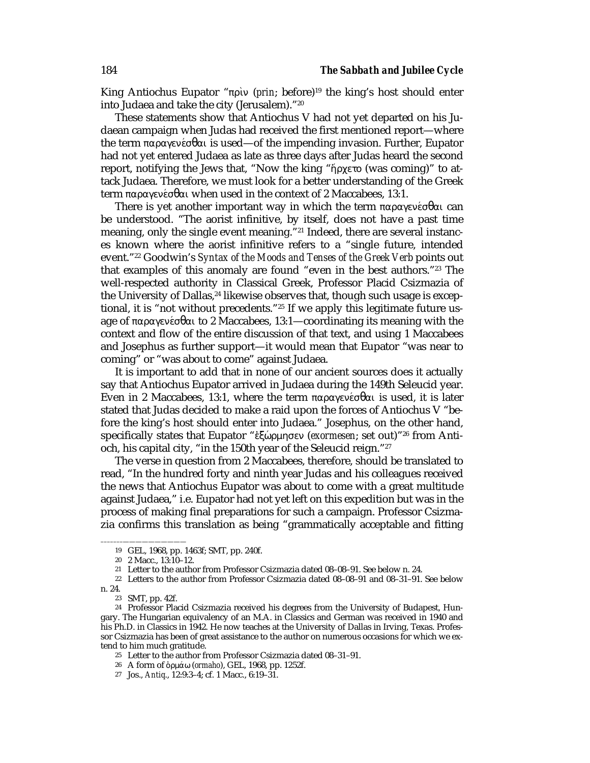King Antiochus Eupator "πρὶν (*prin*; before)[19] the king's host should enter into Judaea and take the city (Jerusalem)."[20]

These statements show that Antiochus V had not yet departed on his Judaean campaign when Judas had received the first mentioned report—where the term παραγενέσθαι is used—of the impending invasion. Further, Eupator had not yet entered Judaea as late as three days after Judas heard the second report, notifying the Jews that, "Now the king "ἤρχετο (was coming)" to attack Judaea. Therefore, we must look for a better understanding of the Greek term παραγενέσθαι when used in the context of 2 Maccabees, 13:1.

There is yet another important way in which the term παραγενέσθαι can be understood. "The aorist infinitive, by itself, does not have a past time meaning, only the single event meaning."[21] Indeed, there are several instances known where the aorist infinitive refers to a "single future, intended event."[22] Goodwin's *Syntax of the Moods and Tenses of the Greek Verb* points out that examples of this anomaly are found "even in the best authors."[23] The well-respected authority in Classical Greek, Professor Placid Csizmazia of the University of Dallas,[24] likewise observes that, though such usage is exceptional, it is "not without precedents."[25] If we apply this legitimate future usage of παραγενέσθαι to 2 Maccabees, 13:1—coordinating its meaning with the context and flow of the entire discussion of that text, and using 1 Maccabees and Josephus as further support—it would mean that Eupator "was near to coming" or "was about to come" against Judaea.

It is important to add that in none of our ancient sources does it actually say that Antiochus Eupator arrived in Judaea during the 149th Seleucid year. Even in 2 Maccabees, 13:1, where the term παραγενέσθαι is used, it is later stated that Judas decided to make a raid upon the forces of Antiochus V "before the king's host should enter into Judaea." Josephus, on the other hand, specifically states that Eupator "ἐξώρμησεν (*exormesen*; set out)"[26] from Antioch, his capital city, "in the 150th year of the Seleucid reign."[27]

The verse in question from 2 Maccabees, therefore, should be translated to read, "In the hundred forty and ninth year Judas and his colleagues received the news that Antiochus Eupator was about to come with a great multitude against Judaea," i.e. Eupator had not yet left on this expedition but was in the process of making final preparations for such a campaign. Professor Csizmazia confirms this translation as being "grammatically acceptable and fitting

---

19 GEL, 1968, pp. 1463f; SMT, pp. 240f.

20 2 Macc., 13:10–12.

21 Letter to the author from Professor Csizmazia dated 08–08–91. See below n. 24.

22 Letters to the author from Professor Csizmazia dated 08–08–91 and 08–31–91. See below n. 24.

23 SMT, pp. 42f.

24 Professor Placid Csizmazia received his degrees from the University of Budapest, Hungary. The Hungarian equivalency of an M.A. in Classics and German was received in 1940 and his Ph.D. in Classics in 1942. He now teaches at the University of Dallas in Irving, Texas. Professor Csizmazia has been of great assistance to the author on numerous occasions for which we extend to him much gratitude.

25 Letter to the author from Professor Csizmazia dated 08–31–91.

26 A form of ὁρμάω (*ormaho*), GEL, 1968, pp. 1252f.

27 Jos., *Antiq.*, 12:9:3–4; cf. 1 Macc., 6:19–31.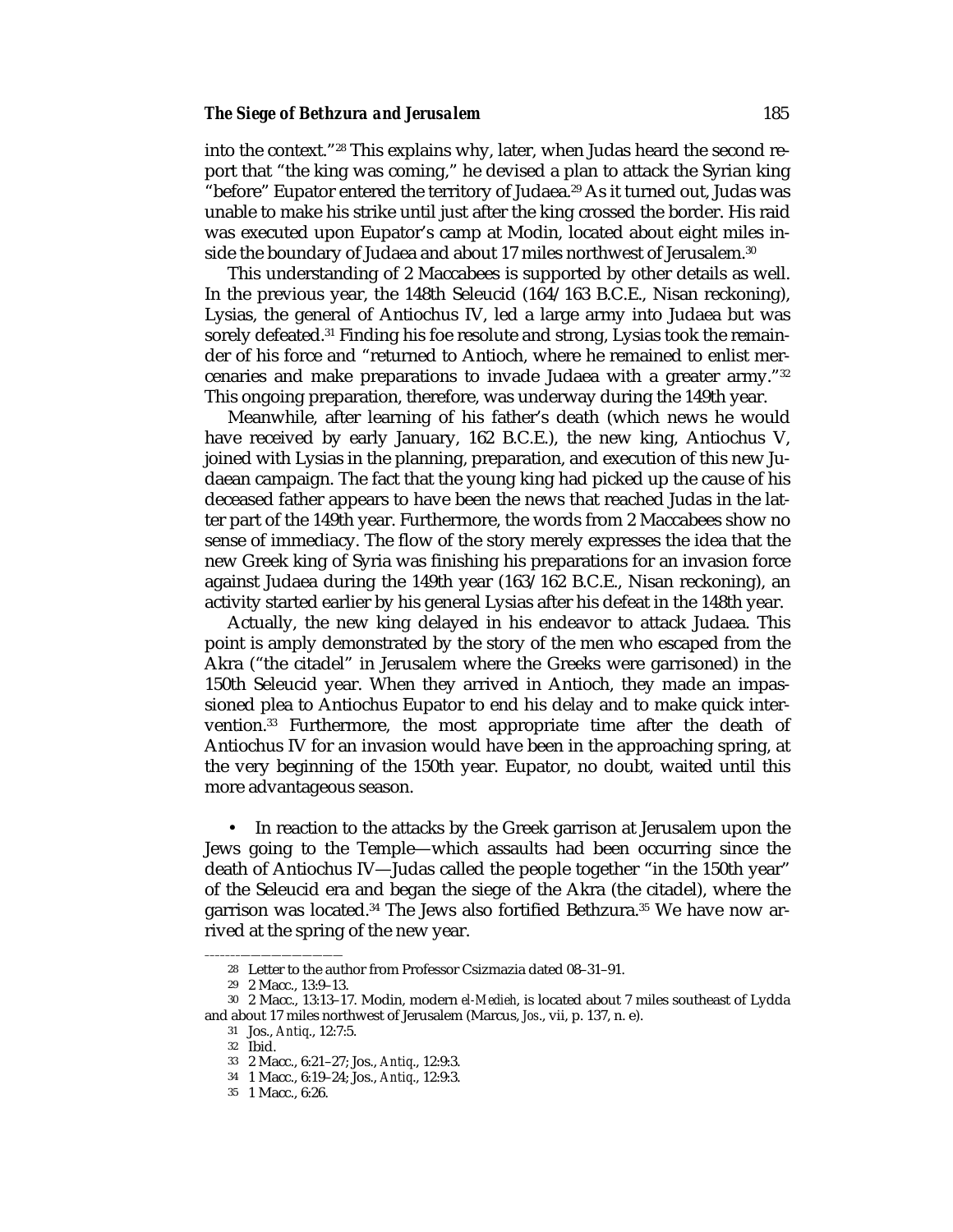into the context."[28] This explains why, later, when Judas heard the second report that "the king was coming," he devised a plan to attack the Syrian king "before" Eupator entered the territory of Judaea.[29] As it turned out, Judas was unable to make his strike until just after the king crossed the border. His raid was executed upon Eupator's camp at Modin, located about eight miles inside the boundary of Judaea and about 17 miles northwest of Jerusalem.[30]

This understanding of 2 Maccabees is supported by other details as well. In the previous year, the 148th Seleucid (164/163 B.C.E., Nisan reckoning), Lysias, the general of Antiochus IV, led a large army into Judaea but was sorely defeated.[31] Finding his foe resolute and strong, Lysias took the remainder of his force and "returned to Antioch, where he remained to enlist mercenaries and make preparations to invade Judaea with a greater army."[32] This ongoing preparation, therefore, was underway during the 149th year.

Meanwhile, after learning of his father's death (which news he would have received by early January, 162 B.C.E.), the new king, Antiochus V, joined with Lysias in the planning, preparation, and execution of this new Judaean campaign. The fact that the young king had picked up the cause of his deceased father appears to have been the news that reached Judas in the latter part of the 149th year. Furthermore, the words from 2 Maccabees show no sense of immediacy. The flow of the story merely expresses the idea that the new Greek king of Syria was finishing his preparations for an invasion force against Judaea during the 149th year (163/162 B.C.E., Nisan reckoning), an activity started earlier by his general Lysias after his defeat in the 148th year.

Actually, the new king delayed in his endeavor to attack Judaea. This point is amply demonstrated by the story of the men who escaped from the Akra ("the citadel" in Jerusalem where the Greeks were garrisoned) in the 150th Seleucid year. When they arrived in Antioch, they made an impassioned plea to Antiochus Eupator to end his delay and to make quick intervention.[33] Furthermore, the most appropriate time after the death of Antiochus IV for an invasion would have been in the approaching spring, at the very beginning of the 150th year. Eupator, no doubt, waited until this more advantageous season.

- In reaction to the attacks by the Greek garrison at Jerusalem upon the Jews going to the Temple—which assaults had been occurring since the death of Antiochus IV—Judas called the people together "in the 150th year" of the Seleucid era and began the siege of the Akra (the citadel), where the garrison was located.[34] The Jews also fortified Bethzura.[35] We have now arrived at the spring of the new year.

---

28 Letter to the author from Professor Csizmazia dated 08–31–91.

29 2 Macc., 13:9–13.

30 2 Macc., 13:13–17. Modin, modern *el-Medieh*, is located about 7 miles southeast of Lydda and about 17 miles northwest of Jerusalem (Marcus, *Jos.*, vii, p. 137, n. e).

31 Jos., *Antiq.*, 12:7:5.

32 Ibid.

33 2 Macc., 6:21–27; Jos., *Antiq.*, 12:9:3.

34 1 Macc., 6:19–24; Jos., *Antiq.*, 12:9:3.

35 1 Macc., 6:26.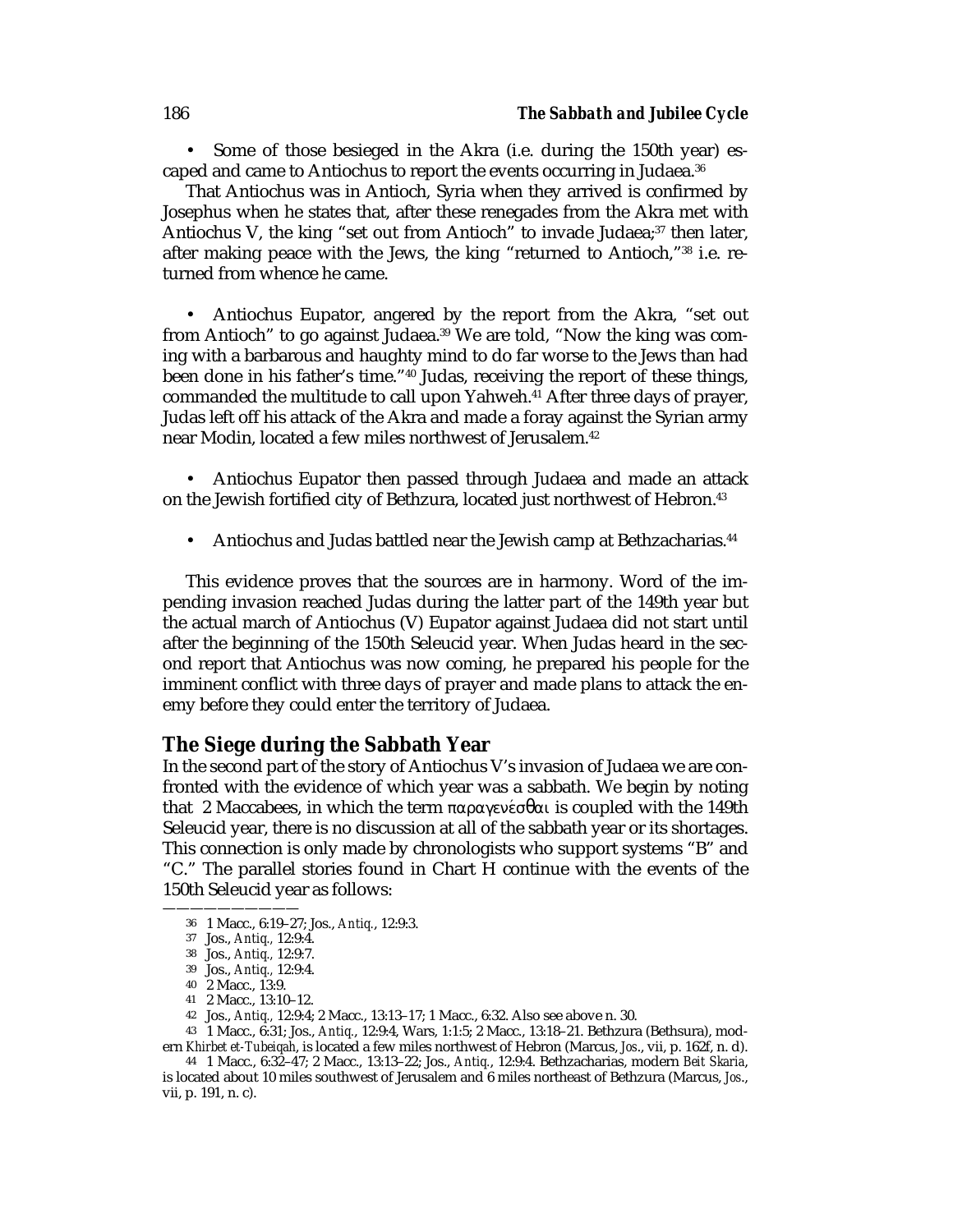- Some of those besieged in the Akra (i.e. during the 150th year) escaped and came to Antiochus to report the events occurring in Judaea.[36]

That Antiochus was in Antioch, Syria when they arrived is confirmed by Josephus when he states that, after these renegades from the Akra met with Antiochus V, the king "set out from Antioch" to invade Judaea;[37] then later, after making peace with the Jews, the king "returned to Antioch,"[38] i.e. returned from whence he came.

- Antiochus Eupator, angered by the report from the Akra, "set out from Antioch" to go against Judaea.[39] We are told, "Now the king was coming with a barbarous and haughty mind to do far worse to the Jews than had been done in his father's time."[40] Judas, receiving the report of these things, commanded the multitude to call upon Yahweh.[41] After three days of prayer, Judas left off his attack of the Akra and made a foray against the Syrian army near Modin, located a few miles northwest of Jerusalem.[42]

- Antiochus Eupator then passed through Judaea and made an attack on the Jewish fortified city of Bethzura, located just northwest of Hebron.[43]

- Antiochus and Judas battled near the Jewish camp at Bethzacharias.[44]

This evidence proves that the sources are in harmony. Word of the impending invasion reached Judas during the latter part of the 149th year but the actual march of Antiochus (V) Eupator against Judaea did not start until after the beginning of the 150th Seleucid year. When Judas heard in the second report that Antiochus was now coming, he prepared his people for the imminent conflict with three days of prayer and made plans to attack the enemy before they could enter the territory of Judaea.

## The Siege during the Sabbath Year

In the second part of the story of Antiochus V's invasion of Judaea we are confronted with the evidence of which year was a sabbath. We begin by noting that 2 Maccabees, in which the term παραγενέσθαι is coupled with the 149th Seleucid year, there is no discussion at all of the sabbath year or its shortages. This connection is only made by chronologists who support systems "B" and "C." The parallel stories found in Chart H continue with the events of the 150th Seleucid year as follows:

---

36 1 Macc., 6:19–27; Jos., *Antiq.*, 12:9:3.

37 Jos., *Antiq.*, 12:9:4.

38 Jos., *Antiq.*, 12:9:7.

39 Jos., *Antiq.*, 12:9:4.

40 2 Macc., 13:9.

41 2 Macc., 13:10–12.

42 Jos., *Antiq.*, 12:9:4; 2 Macc., 13:13–17; 1 Macc., 6:32. Also see above n. 30.

43 1 Macc., 6:31; Jos., *Antiq.*, 12:9:4, Wars, 1:1:5; 2 Macc., 13:18–21. Bethzura (Bethsura), modern *Khirbet et-Tubeiqah*, is located a few miles northwest of Hebron (Marcus, *Jos.*, vii, p. 162f, n. d).

44 1 Macc., 6:32–47; 2 Macc., 13:13–22; Jos., *Antiq.*, 12:9:4. Bethzacharias, modern *Beit Skaria*, is located about 10 miles southwest of Jerusalem and 6 miles northeast of Bethzura (Marcus, *Jos.*, vii, p. 191, n. c).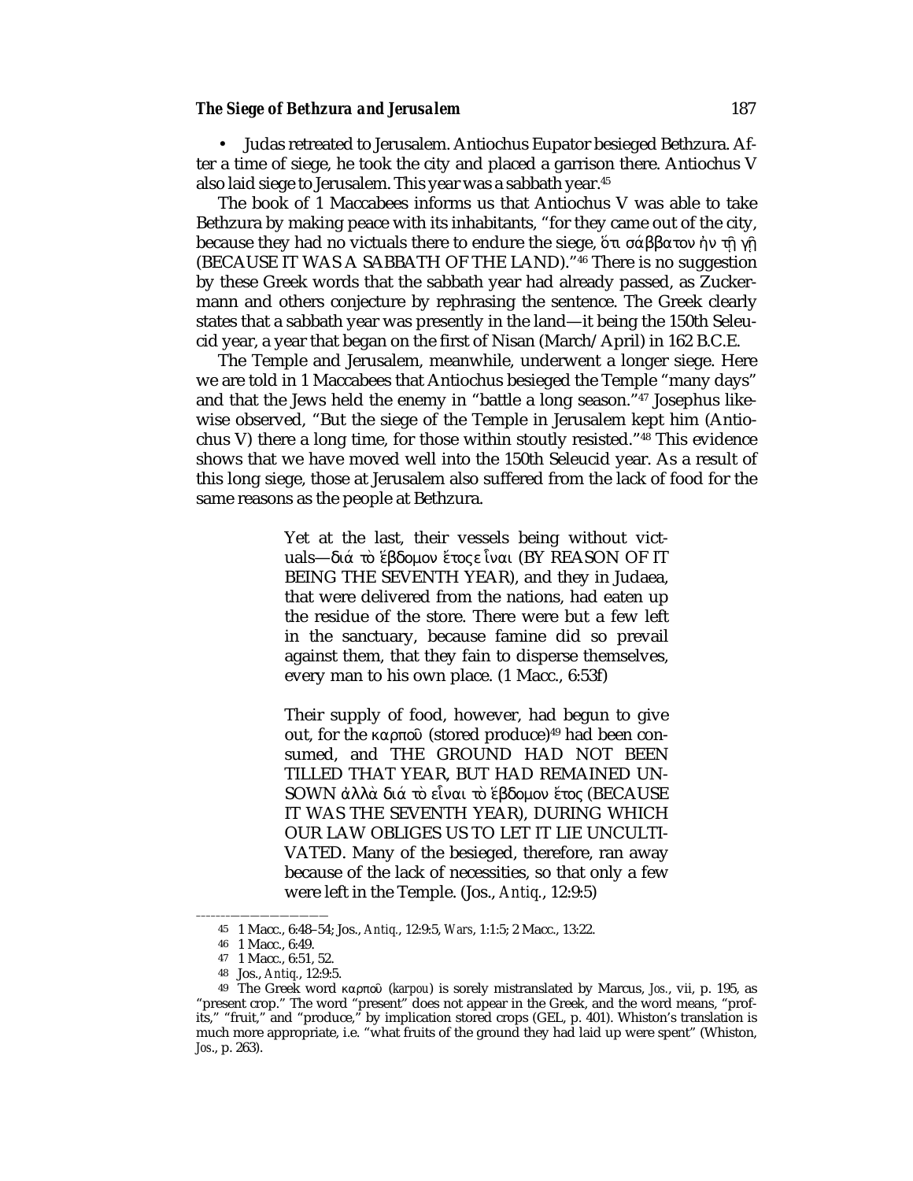• Judas retreated to Jerusalem. Antiochus Eupator besieged Bethzura. After a time of siege, he took the city and placed a garrison there. Antiochus V also laid siege to Jerusalem. This year was a sabbath year.[45]

The book of 1 Maccabees informs us that Antiochus V was able to take Bethzura by making peace with its inhabitants, "for they came out of the city, because they had no victuals there to endure the siege, ὅτι σάββατον ἦν τῇ γῇ (BECAUSE IT WAS A SABBATH OF THE LAND)."[46] There is no suggestion by these Greek words that the sabbath year had already passed, as Zuckermann and others conjecture by rephrasing the sentence. The Greek clearly states that a sabbath year was presently in the land—it being the 150th Seleucid year, a year that began on the first of Nisan (March/April) in 162 B.C.E.

The Temple and Jerusalem, meanwhile, underwent a longer siege. Here we are told in 1 Maccabees that Antiochus besieged the Temple "many days" and that the Jews held the enemy in "battle a long season."[47] Josephus likewise observed, "But the siege of the Temple in Jerusalem kept him (Antiochus V) there a long time, for those within stoutly resisted."[48] This evidence shows that we have moved well into the 150th Seleucid year. As a result of this long siege, those at Jerusalem also suffered from the lack of food for the same reasons as the people at Bethzura.

> Yet at the last, their vessels being without victuals—διά τὸ ἕβδομον ἔτος εἶναι (BY REASON OF IT BEING THE SEVENTH YEAR), and they in Judaea, that were delivered from the nations, had eaten up the residue of the store. There were but a few left in the sanctuary, because famine did so prevail against them, that they fain to disperse themselves, every man to his own place. (1 Macc., 6:53f)

> Their supply of food, however, had begun to give out, for the καρποῦ (stored produce)[49] had been consumed, and THE GROUND HAD NOT BEEN TILLED THAT YEAR, BUT HAD REMAINED UNSOWN ἀλλὰ διά τὸ εἶναι τὸ ἕβδομον ἔτος (BECAUSE IT WAS THE SEVENTH YEAR), DURING WHICH OUR LAW OBLIGES US TO LET IT LIE UNCULTIVATED. Many of the besieged, therefore, ran away because of the lack of necessities, so that only a few were left in the Temple. (Jos., *Antiq.*, 12:9:5)

---

45 1 Macc., 6:48–54; Jos., *Antiq.*, 12:9:5, *Wars*, 1:1:5; 2 Macc., 13:22.

46 1 Macc., 6:49.

47 1 Macc., 6:51, 52.

48 Jos., *Antiq.*, 12:9:5.

49 The Greek word καρποῦ (*karpou*) is sorely mistranslated by Marcus, *Jos.*, vii, p. 195, as "present crop." The word "present" does not appear in the Greek, and the word means, "profits," "fruit," and "produce," by implication stored crops (GEL, p. 401). Whiston's translation is much more appropriate, i.e. "what fruits of the ground they had laid up were spent" (Whiston, *Jos.*, p. 263).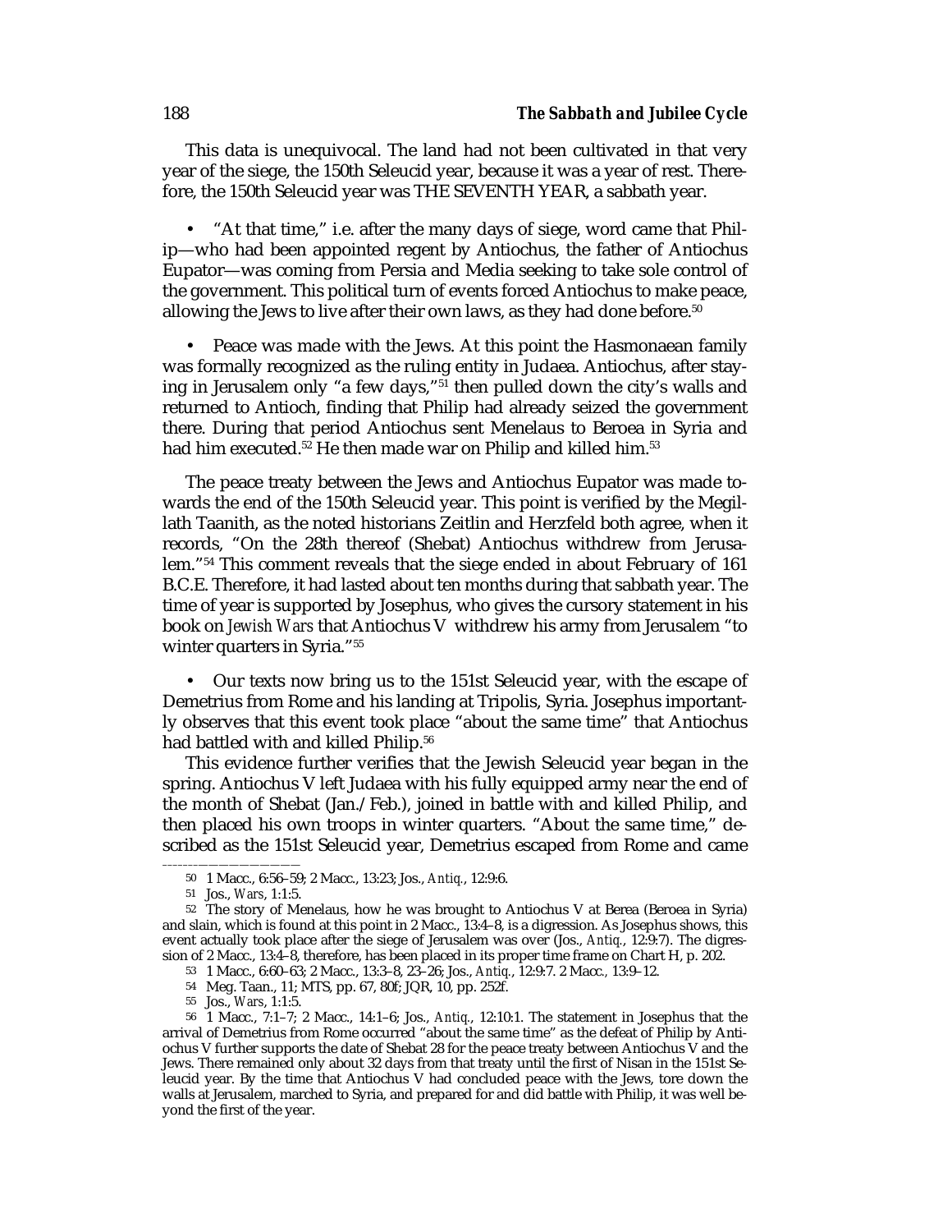This data is unequivocal. The land had not been cultivated in that very year of the siege, the 150th Seleucid year, because it was a year of rest. Therefore, the 150th Seleucid year was THE SEVENTH YEAR, a sabbath year.

- "At that time," i.e. after the many days of siege, word came that Philip—who had been appointed regent by Antiochus, the father of Antiochus Eupator—was coming from Persia and Media seeking to take sole control of the government. This political turn of events forced Antiochus to make peace, allowing the Jews to live after their own laws, as they had done before.[50]

- Peace was made with the Jews. At this point the Hasmonaean family was formally recognized as the ruling entity in Judaea. Antiochus, after staying in Jerusalem only "a few days,"[51] then pulled down the city's walls and returned to Antioch, finding that Philip had already seized the government there. During that period Antiochus sent Menelaus to Beroea in Syria and had him executed.[52] He then made war on Philip and killed him.[53]

The peace treaty between the Jews and Antiochus Eupator was made towards the end of the 150th Seleucid year. This point is verified by the Megillath Taanith, as the noted historians Zeitlin and Herzfeld both agree, when it records, "On the 28th thereof (Shebat) Antiochus withdrew from Jerusalem."[54] This comment reveals that the siege ended in about February of 161 B.C.E. Therefore, it had lasted about ten months during that sabbath year. The time of year is supported by Josephus, who gives the cursory statement in his book on *Jewish Wars* that Antiochus V withdrew his army from Jerusalem "to winter quarters in Syria."[55]

- Our texts now bring us to the 151st Seleucid year, with the escape of Demetrius from Rome and his landing at Tripolis, Syria. Josephus importantly observes that this event took place "about the same time" that Antiochus had battled with and killed Philip.[56]

This evidence further verifies that the Jewish Seleucid year began in the spring. Antiochus V left Judaea with his fully equipped army near the end of the month of Shebat (Jan./Feb.), joined in battle with and killed Philip, and then placed his own troops in winter quarters. "About the same time," described as the 151st Seleucid year, Demetrius escaped from Rome and came

---

50 1 Macc., 6:56–59; 2 Macc., 13:23; Jos., *Antiq.*, 12:9:6.

51 Jos., *Wars*, 1:1:5.

52 The story of Menelaus, how he was brought to Antiochus V at Berea (Beroea in Syria) and slain, which is found at this point in 2 Macc., 13:4–8, is a digression. As Josephus shows, this event actually took place after the siege of Jerusalem was over (Jos., *Antiq.*, 12:9:7). The digression of 2 Macc., 13:4–8, therefore, has been placed in its proper time frame on Chart H, p. 202.

53 1 Macc., 6:60–63; 2 Macc., 13:3–8, 23–26; Jos., *Antiq.*, 12:9:7. 2 Macc., 13:9–12.

54 Meg. Taan., 11; MTS, pp. 67, 80f; JQR, 10, pp. 252f.

55 Jos., *Wars*, 1:1:5.

56 1 Macc., 7:1–7; 2 Macc., 14:1–6; Jos., *Antiq.*, 12:10:1. The statement in Josephus that the arrival of Demetrius from Rome occurred "about the same time" as the defeat of Philip by Antiochus V further supports the date of Shebat 28 for the peace treaty between Antiochus V and the Jews. There remained only about 32 days from that treaty until the first of Nisan in the 151st Seleucid year. By the time that Antiochus V had concluded peace with the Jews, tore down the walls at Jerusalem, marched to Syria, and prepared for and did battle with Philip, it was well beyond the first of the year.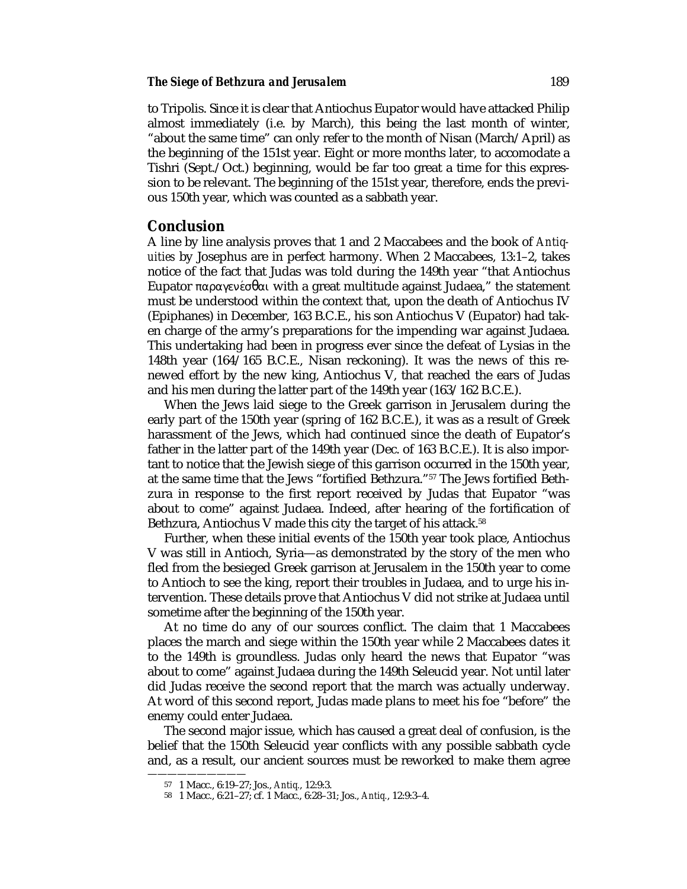to Tripolis. Since it is clear that Antiochus Eupator would have attacked Philip almost immediately (i.e. by March), this being the last month of winter, "about the same time" can only refer to the month of Nisan (March/April) as the beginning of the 151st year. Eight or more months later, to accomodate a Tishri (Sept./Oct.) beginning, would be far too great a time for this expression to be relevant. The beginning of the 151st year, therefore, ends the previous 150th year, which was counted as a sabbath year.

## Conclusion

A line by line analysis proves that 1 and 2 Maccabees and the book of *Antiquities* by Josephus are in perfect harmony. When 2 Maccabees, 13:1–2, takes notice of the fact that Judas was told during the 149th year "that Antiochus Eupator παραγενέσθαι with a great multitude against Judaea," the statement must be understood within the context that, upon the death of Antiochus IV (Epiphanes) in December, 163 B.C.E., his son Antiochus V (Eupator) had taken charge of the army's preparations for the impending war against Judaea. This undertaking had been in progress ever since the defeat of Lysias in the 148th year (164/165 B.C.E., Nisan reckoning). It was the news of this renewed effort by the new king, Antiochus V, that reached the ears of Judas and his men during the latter part of the 149th year (163/162 B.C.E.).

When the Jews laid siege to the Greek garrison in Jerusalem during the early part of the 150th year (spring of 162 B.C.E.), it was as a result of Greek harassment of the Jews, which had continued since the death of Eupator's father in the latter part of the 149th year (Dec. of 163 B.C.E.). It is also important to notice that the Jewish siege of this garrison occurred in the 150th year, at the same time that the Jews "fortified Bethzura."[57] The Jews fortified Bethzura in response to the first report received by Judas that Eupator "was about to come" against Judaea. Indeed, after hearing of the fortification of Bethzura, Antiochus V made this city the target of his attack.[58]

Further, when these initial events of the 150th year took place, Antiochus V was still in Antioch, Syria—as demonstrated by the story of the men who fled from the besieged Greek garrison at Jerusalem in the 150th year to come to Antioch to see the king, report their troubles in Judaea, and to urge his intervention. These details prove that Antiochus V did not strike at Judaea until sometime after the beginning of the 150th year.

At no time do any of our sources conflict. The claim that 1 Maccabees places the march and siege within the 150th year while 2 Maccabees dates it to the 149th is groundless. Judas only heard the news that Eupator "was about to come" against Judaea during the 149th Seleucid year. Not until later did Judas receive the second report that the march was actually underway. At word of this second report, Judas made plans to meet his foe "before" the enemy could enter Judaea.

The second major issue, which has caused a great deal of confusion, is the belief that the 150th Seleucid year conflicts with any possible sabbath cycle and, as a result, our ancient sources must be reworked to make them agree

---

57 1 Macc., 6:19–27; Jos., *Antiq.*, 12:9:3.

58 1 Macc., 6:21–27; cf. 1 Macc., 6:28–31; Jos., *Antiq.*, 12:9:3–4.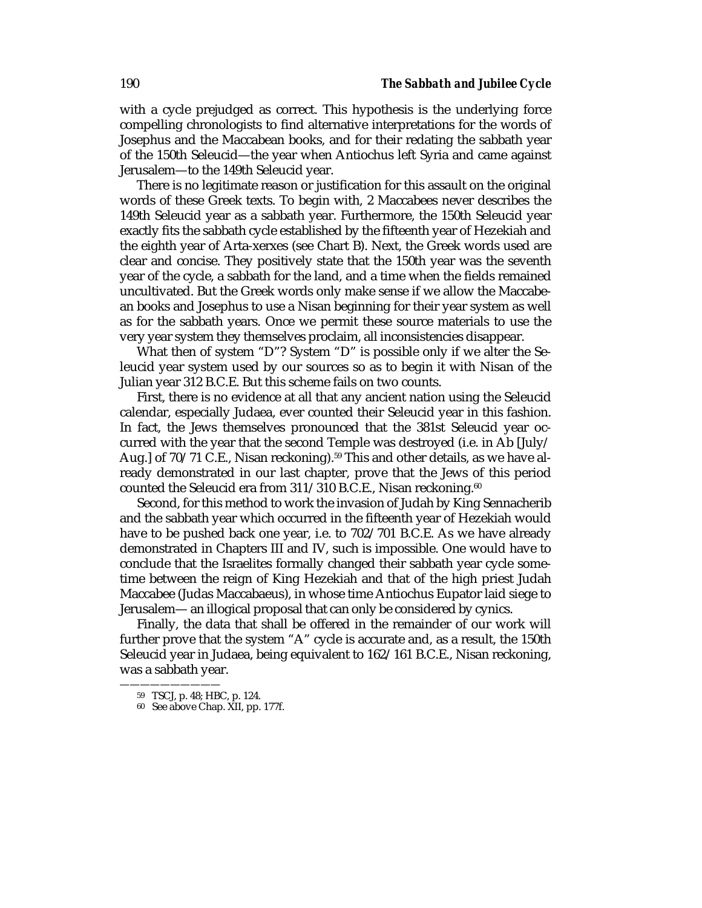with a cycle prejudged as correct. This hypothesis is the underlying force compelling chronologists to find alternative interpretations for the words of Josephus and the Maccabean books, and for their redating the sabbath year of the 150th Seleucid—the year when Antiochus left Syria and came against Jerusalem—to the 149th Seleucid year.

There is no legitimate reason or justification for this assault on the original words of these Greek texts. To begin with, 2 Maccabees never describes the 149th Seleucid year as a sabbath year. Furthermore, the 150th Seleucid year exactly fits the sabbath cycle established by the fifteenth year of Hezekiah and the eighth year of Arta-xerxes (see Chart B). Next, the Greek words used are clear and concise. They positively state that the 150th year was the seventh year of the cycle, a sabbath for the land, and a time when the fields remained uncultivated. But the Greek words only make sense if we allow the Maccabean books and Josephus to use a Nisan beginning for their year system as well as for the sabbath years. Once we permit these source materials to use the very year system they themselves proclaim, all inconsistencies disappear.

What then of system "D"? System "D" is possible only if we alter the Seleucid year system used by our sources so as to begin it with Nisan of the Julian year 312 B.C.E. But this scheme fails on two counts.

First, there is no evidence at all that any ancient nation using the Seleucid calendar, especially Judaea, ever counted their Seleucid year in this fashion. In fact, the Jews themselves pronounced that the 381st Seleucid year occurred with the year that the second Temple was destroyed (i.e. in Ab [July/Aug.] of 70/71 C.E., Nisan reckoning).[59] This and other details, as we have already demonstrated in our last chapter, prove that the Jews of this period counted the Seleucid era from 311/310 B.C.E., Nisan reckoning.[60]

Second, for this method to work the invasion of Judah by King Sennacherib and the sabbath year which occurred in the fifteenth year of Hezekiah would have to be pushed back one year, i.e. to 702/701 B.C.E. As we have already demonstrated in Chapters III and IV, such is impossible. One would have to conclude that the Israelites formally changed their sabbath year cycle sometime between the reign of King Hezekiah and that of the high priest Judah Maccabee (Judas Maccabaeus), in whose time Antiochus Eupator laid siege to Jerusalem— an illogical proposal that can only be considered by cynics.

Finally, the data that shall be offered in the remainder of our work will further prove that the system "A" cycle is accurate and, as a result, the 150th Seleucid year in Judaea, being equivalent to 162/161 B.C.E., Nisan reckoning, was a sabbath year.

---

59 TSCJ, p. 48; HBC, p. 124.

60 See above Chap. XII, pp. 177f.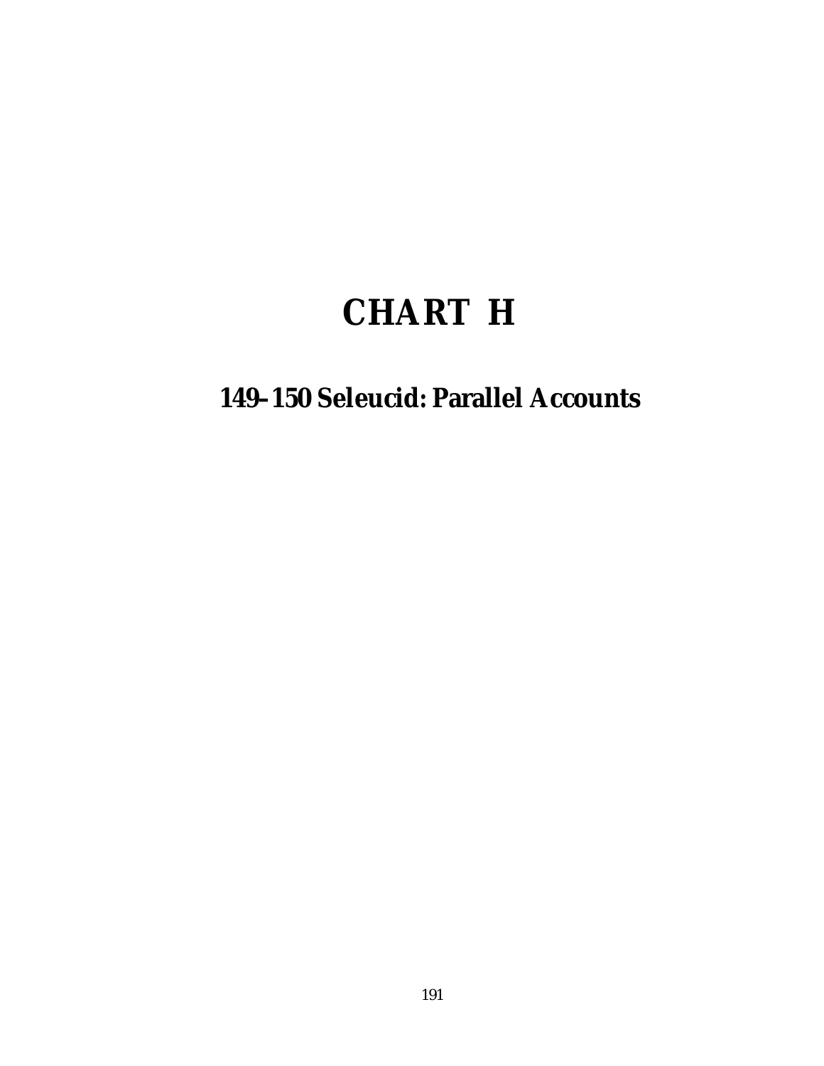# CHART H

## 149–150 Seleucid: Parallel Accounts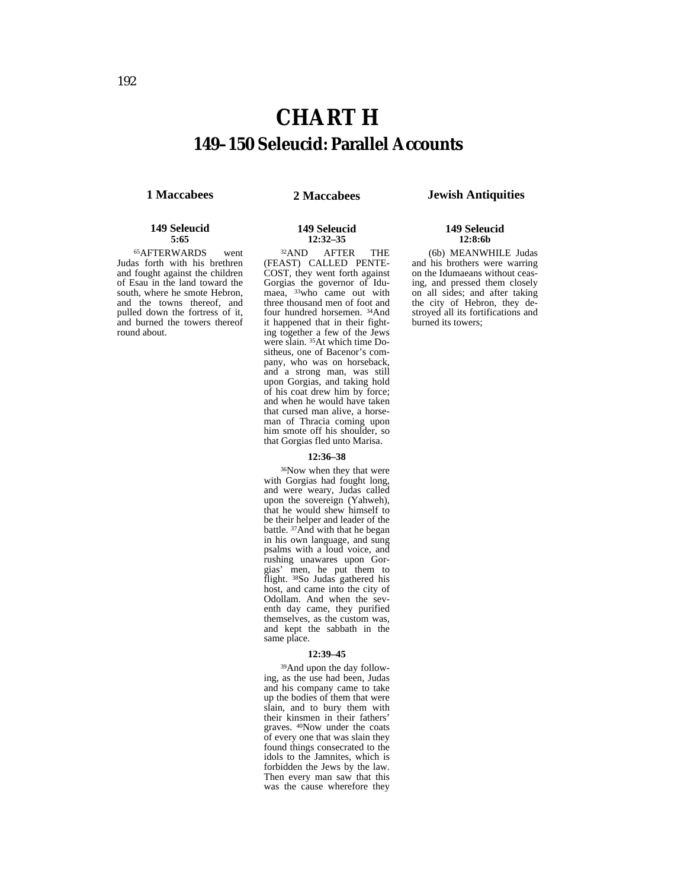# CHART H

## 149–150 Seleucid: Parallel Accounts

### 1 Maccabees

**149 Seleucid**
**5:65**

[65]AFTERWARDS went Judas forth with his brethren and fought against the children of Esau in the land toward the south, where he smote Hebron, and the towns thereof, and pulled down the fortress of it, and burned the towers thereof round about.

### 2 Maccabees

**149 Seleucid**
**12:32–35**

[32]AND AFTER THE (FEAST) CALLED PENTECOST, they went forth against Gorgias the governor of Idumaea, [33]who came out with three thousand men of foot and four hundred horsemen. [34]And it happened that in their fighting together a few of the Jews were slain. [35]At which time Dositheus, one of Bacenor's company, who was on horseback, and a strong man, was still upon Gorgias, and taking hold of his coat drew him by force; and when he would have taken that cursed man alive, a horseman of Thracia coming upon him smote off his shoulder, so that Gorgias fled unto Marisa.

**12:36–38**

[36]Now when they that were with Gorgias had fought long, and were weary, Judas called upon the sovereign (Yahweh), that he would shew himself to be their helper and leader of the battle. [37]And with that he began in his own language, and sung psalms with a loud voice, and rushing unawares upon Gorgias' men, he put them to flight. [38]So Judas gathered his host, and came into the city of Odollam. And when the seventh day came, they purified themselves, as the custom was, and kept the sabbath in the same place.

**12:39–45**

[39]And upon the day following, as the use had been, Judas and his company came to take up the bodies of them that were slain, and to bury them with their kinsmen in their fathers' graves. [40]Now under the coats of every one that was slain they found things consecrated to the idols to the Jamnites, which is forbidden the Jews by the law. Then every man saw that this was the cause wherefore they

### Jewish Antiquities

**149 Seleucid**
**12:8:6b**

(6b) MEANWHILE Judas and his brothers were warring on the Idumaeans without ceasing, and pressed them closely on all sides; and after taking the city of Hebron, they destroyed all its fortifications and burned its towers;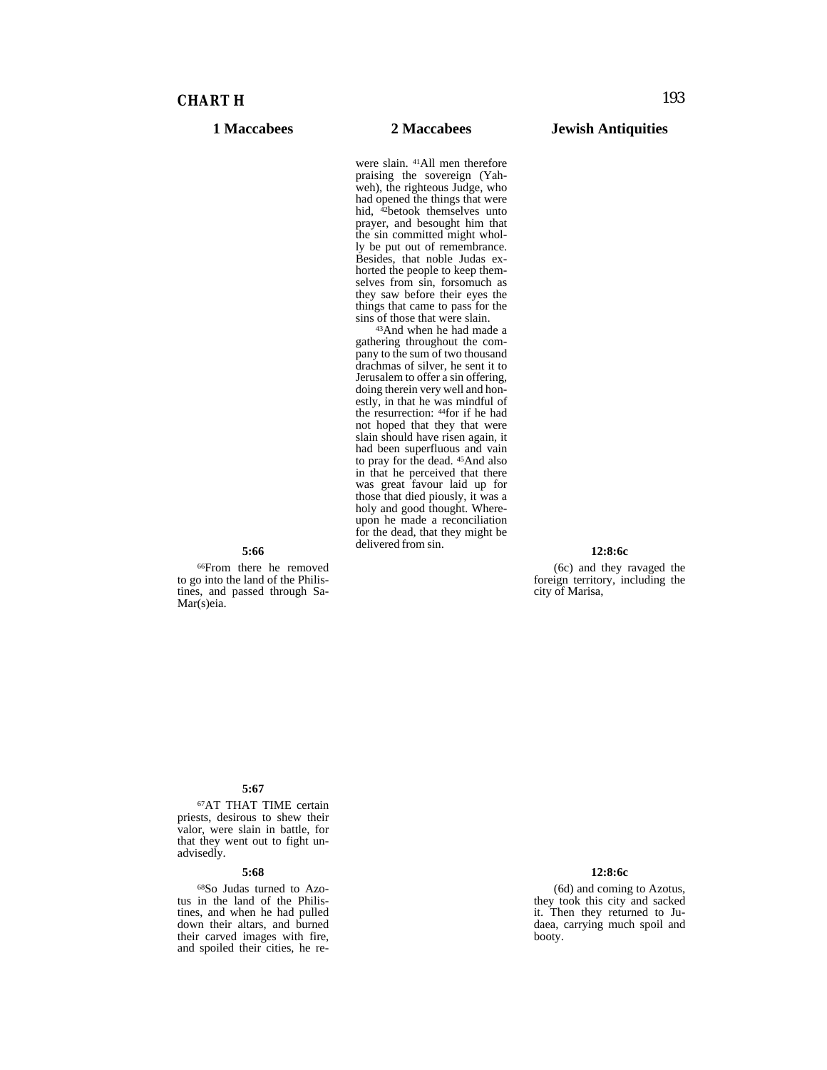## CHART H

| 1 Maccabees | 2 Maccabees | Jewish Antiquities |
|---|---|---|
| | were slain. [41]All men therefore praising the sovereign (Yahweh), the righteous Judge, who had opened the things that were hid, [42]betook themselves unto prayer, and besought him that the sin committed might wholly be put out of remembrance. Besides, that noble Judas exhorted the people to keep themselves from sin, forsomuch as they saw before their eyes the things that came to pass for the sins of those that were slain. [43]And when he had made a gathering throughout the company to the sum of two thousand drachmas of silver, he sent it to Jerusalem to offer a sin offering, doing therein very well and honestly, in that he was mindful of the resurrection: [44]for if he had not hoped that they that were slain should have risen again, it had been superfluous and vain to pray for the dead. [45]And also in that he perceived that there was great favour laid up for those that died piously, it was a holy and good thought. Whereupon he made a reconciliation for the dead, that they might be delivered from sin. | |
| **5:66** [66]From there he removed to go into the land of the Philistines, and passed through Sa-Mar(s)eia. | | **12:8:6c** (6c) and they ravaged the foreign territory, including the city of Marisa, |
| **5:67** [67]AT THAT TIME certain priests, desirous to shew their valor, were slain in battle, for that they went out to fight unadvisedly. | | |
| **5:68** [68]So Judas turned to Azotus in the land of the Philistines, and when he had pulled down their altars, and burned their carved images with fire, and spoiled their cities, he re- | | **12:8:6c** (6d) and coming to Azotus, they took this city and sacked it. Then they returned to Judaea, carrying much spoil and booty. |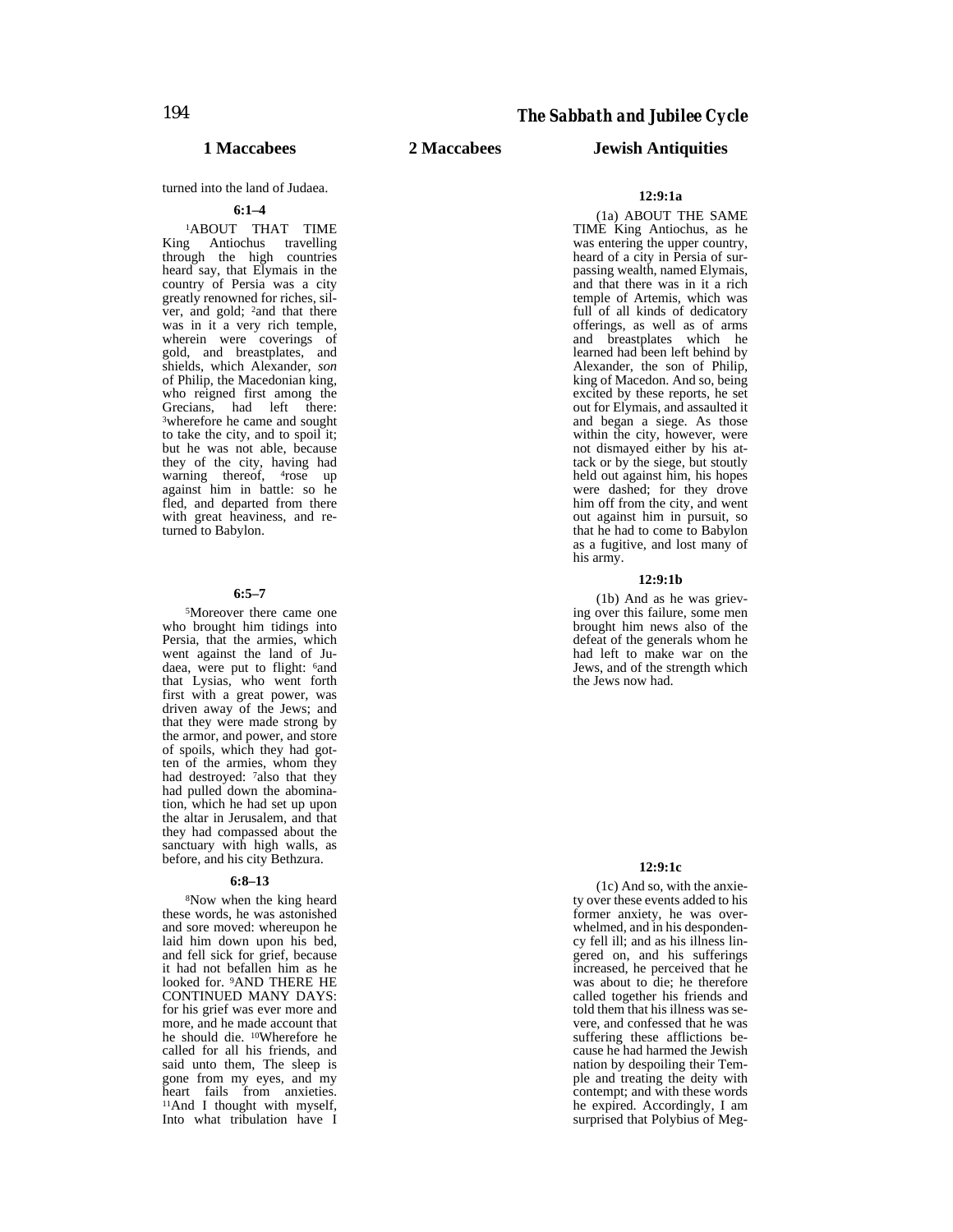| 1 Maccabees | 2 Maccabees | Jewish Antiquities |
|---|---|---|
| turned into the land of Judaea. | | |
| **6:1–4** | | **12:9:1a** |
| [1]ABOUT THAT TIME King Antiochus travelling through the high countries heard say, that Elymais in the country of Persia was a city greatly renowned for riches, silver, and gold; [2]and that there was in it a very rich temple, wherein were coverings of gold, and breastplates, and shields, which Alexander, *son* of Philip, the Macedonian king, who reigned first among the Grecians, had left there: [3]wherefore he came and sought to take the city, and to spoil it; but he was not able, because they of the city, having had warning thereof, [4]rose up against him in battle: so he fled, and departed from there with great heaviness, and returned to Babylon. | | (1a) ABOUT THE SAME TIME King Antiochus, as he was entering the upper country, heard of a city in Persia of surpassing wealth, named Elymais, and that there was in it a rich temple of Artemis, which was full of all kinds of dedicatory offerings, as well as of arms and breastplates which he learned had been left behind by Alexander, the son of Philip, king of Macedon. And so, being excited by these reports, he set out for Elymais, and assaulted it and began a siege. As those within the city, however, were not dismayed either by his attack or by the siege, but stoutly held out against him, his hopes were dashed; for they drove him off from the city, and went out against him in pursuit, so that he had to come to Babylon as a fugitive, and lost many of his army. |
| **6:5–7** | | **12:9:1b** |
| [5]Moreover there came one who brought him tidings into Persia, that the armies, which went against the land of Judaea, were put to flight: [6]and that Lysias, who went forth first with a great power, was driven away of the Jews; and that they were made strong by the armor, and power, and store of spoils, which they had gotten of the armies, whom they had destroyed: [7]also that they had pulled down the abomination, which he had set up upon the altar in Jerusalem, and that they had compassed about the sanctuary with high walls, as before, and his city Bethzura. | | (1b) And as he was grieving over this failure, some men brought him news also of the defeat of the generals whom he had left to make war on the Jews, and of the strength which the Jews now had. |
| **6:8–13** | | **12:9:1c** |
| [8]Now when the king heard these words, he was astonished and sore moved: whereupon he laid him down upon his bed, and fell sick for grief, because it had not befallen him as he looked for. [9]AND THERE HE CONTINUED MANY DAYS: for his grief was ever more and more, and he made account that he should die. [10]Wherefore he called for all his friends, and said unto them, The sleep is gone from my eyes, and my heart fails from anxieties. [11]And I thought with myself, Into what tribulation have I | | (1c) And so, with the anxiety over these events added to his former anxiety, he was overwhelmed, and in his despondency fell ill; and as his illness lingered on, and his sufferings increased, he perceived that he was about to die; he therefore called together his friends and told them that his illness was severe, and confessed that he was suffering these afflictions because he had harmed the Jewish nation by despoiling their Temple and treating the deity with contempt; and with these words he expired. Accordingly, I am surprised that Polybius of Meg- |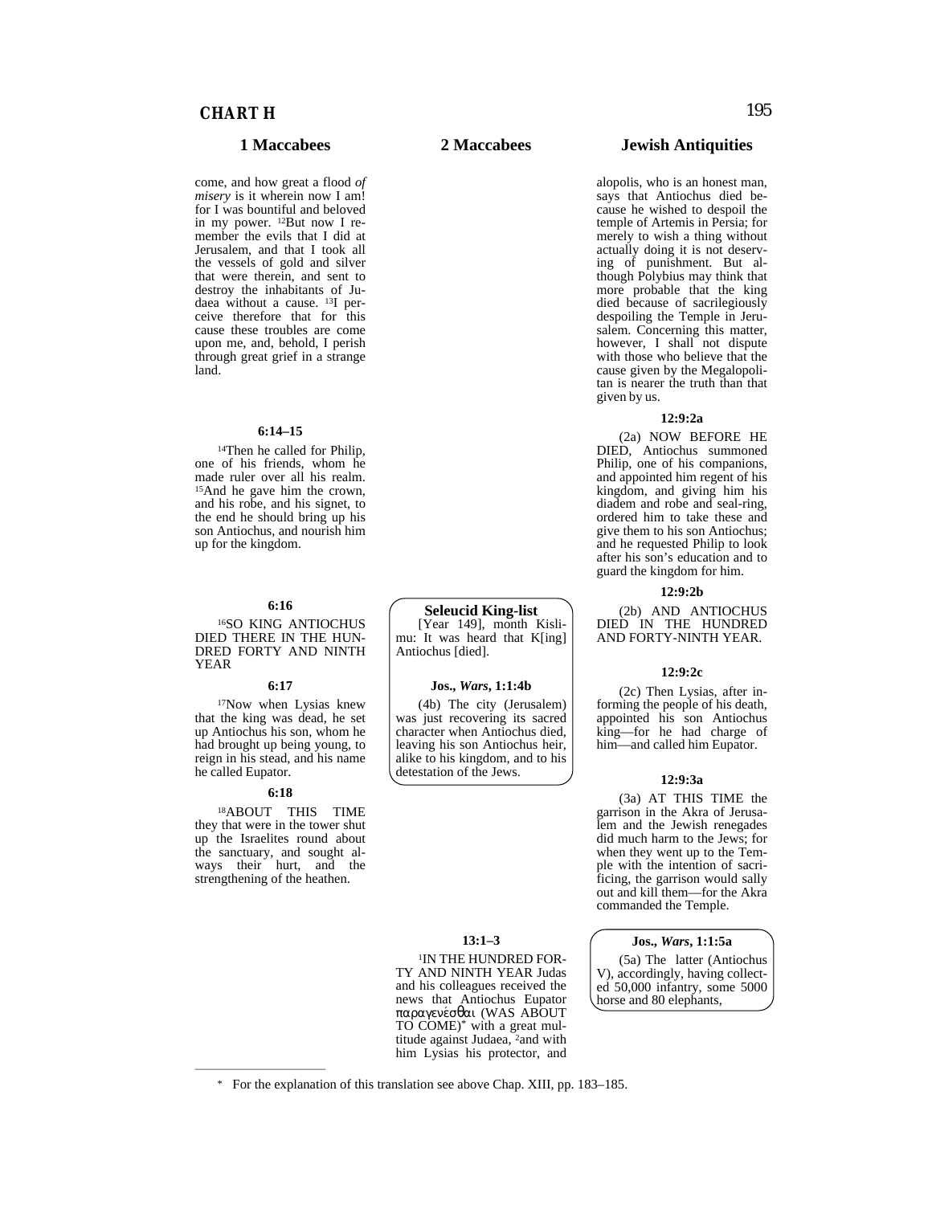## CHART H

### 1 Maccabees

come, and how great a flood *of misery* is it wherein now I am! for I was bountiful and beloved in my power. [12]But now I remember the evils that I did at Jerusalem, and that I took all the vessels of gold and silver that were therein, and sent to destroy the inhabitants of Judaea without a cause. [13]I perceive therefore that for this cause these troubles are come upon me, and, behold, I perish through great grief in a strange land.

**6:14–15**

[14]Then he called for Philip, one of his friends, whom he made ruler over all his realm. [15]And he gave him the crown, and his robe, and his signet, to the end he should bring up his son Antiochus, and nourish him up for the kingdom.

**6:16**

[16]SO KING ANTIOCHUS DIED THERE IN THE HUNDRED FORTY AND NINTH YEAR

**6:17**

[17]Now when Lysias knew that the king was dead, he set up Antiochus his son, whom he had brought up being young, to reign in his stead, and his name he called Eupator.

**6:18**

[18]ABOUT THIS TIME they that were in the tower shut up the Israelites round about the sanctuary, and sought always their hurt, and the strengthening of the heathen.

### 2 Maccabees

**Seleucid King-list**

[Year 149], month Kislimu: It was heard that K[ing] Antiochus [died].

**Jos., *Wars*, 1:1:4b**

(4b) The city (Jerusalem) was just recovering its sacred character when Antiochus died, leaving his son Antiochus heir, alike to his kingdom, and to his detestation of the Jews.

**13:1–3**

[1]IN THE HUNDRED FORTY AND NINTH YEAR Judas and his colleagues received the news that Antiochus Eupator παραγενέσθαι (WAS ABOUT TO COME)* with a great multitude against Judaea, [2]and with him Lysias his protector, and

### Jewish Antiquities

alopolis, who is an honest man, says that Antiochus died because he wished to despoil the temple of Artemis in Persia; for merely to wish a thing without actually doing it is not deserving of punishment. But although Polybius may think that more probable that the king died because of sacrilegiously despoiling the Temple in Jerusalem. Concerning this matter, however, I shall not dispute with those who believe that the cause given by the Megalopolitan is nearer the truth than that given by us.

**12:9:2a**

(2a) NOW BEFORE HE DIED, Antiochus summoned Philip, one of his companions, and appointed him regent of his kingdom, and giving him his diadem and robe and seal-ring, ordered him to take these and give them to his son Antiochus; and he requested Philip to look after his son's education and to guard the kingdom for him.

**12:9:2b**

(2b) AND ANTIOCHUS DIED IN THE HUNDRED AND FORTY-NINTH YEAR.

**12:9:2c**

(2c) Then Lysias, after informing the people of his death, appointed his son Antiochus king—for he had charge of him—and called him Eupator.

**12:9:3a**

(3a) AT THIS TIME the garrison in the Akra of Jerusalem and the Jewish renegades did much harm to the Jews; for when they went up to the Temple with the intention of sacrificing, the garrison would sally out and kill them—for the Akra commanded the Temple.

**Jos., *Wars*, 1:1:5a**

(5a) The latter (Antiochus V), accordingly, having collected 50,000 infantry, some 5000 horse and 80 elephants,

---

\* For the explanation of this translation see above Chap. XIII, pp. 183–185.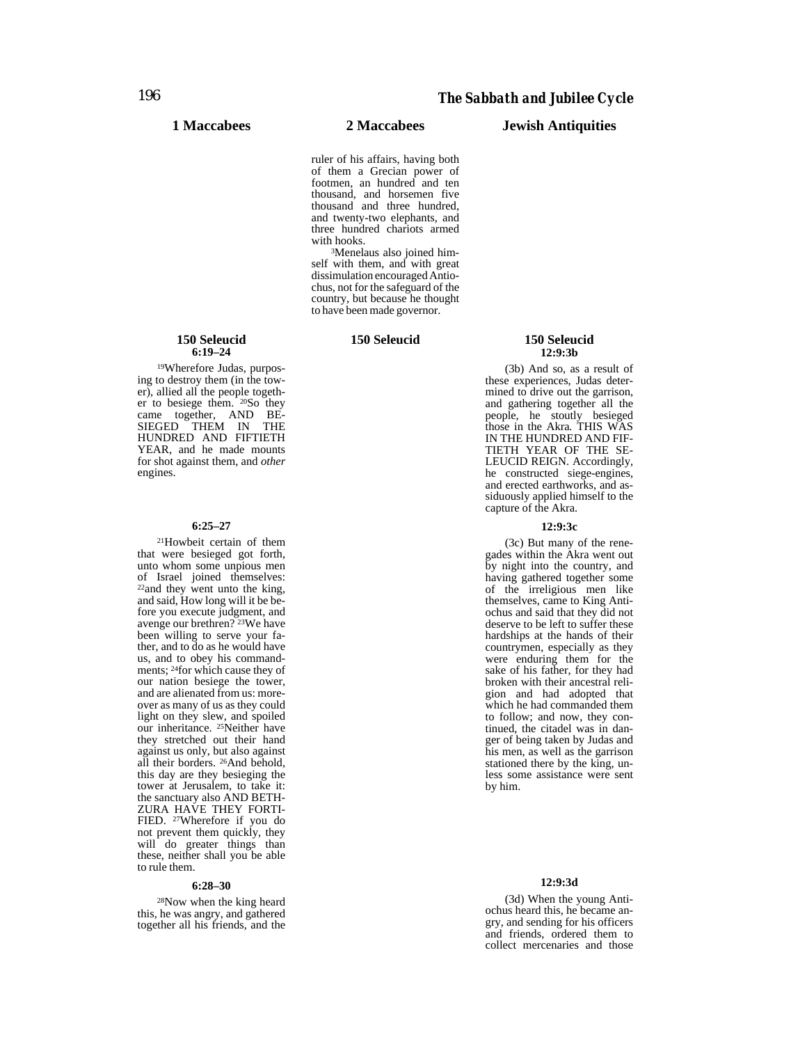| 1 Maccabees | 2 Maccabees | Jewish Antiquities |
|---|---|---|
| | ruler of his affairs, having both of them a Grecian power of footmen, an hundred and ten thousand, and horsemen five thousand and three hundred, and twenty-two elephants, and three hundred chariots armed with hooks.<br><br>[3]Menelaus also joined himself with them, and with great dissimulation encouraged Antiochus, not for the safeguard of the country, but because he thought to have been made governor. | |
| **150 Seleucid**<br>**6:19–24** | **150 Seleucid** | **150 Seleucid**<br>**12:9:3b** |
| [19]Wherefore Judas, purposing to destroy them (in the tower), allied all the people together to besiege them. [20]So they came together, AND BESIEGED THEM IN THE HUNDRED AND FIFTIETH YEAR, and he made mounts for shot against them, and *other* engines. | | (3b) And so, as a result of these experiences, Judas determined to drive out the garrison, and gathering together all the people, he stoutly besieged those in the Akra. THIS WAS IN THE HUNDRED AND FIFTIETH YEAR OF THE SELEUCID REIGN. Accordingly, he constructed siege-engines, and erected earthworks, and assiduously applied himself to the capture of the Akra. |
| **6:25–27** | | **12:9:3c** |
| [21]Howbeit certain of them that were besieged got forth, unto whom some unpious men of Israel joined themselves: [22]and they went unto the king, and said, How long will it be before you execute judgment, and avenge our brethren? [23]We have been willing to serve your father, and to do as he would have us, and to obey his commandments; [24]for which cause they of our nation besiege the tower, and are alienated from us: moreover as many of us as they could light on they slew, and spoiled our inheritance. [25]Neither have they stretched out their hand against us only, but also against all their borders. [26]And behold, this day are they besieging the tower at Jerusalem, to take it: the sanctuary also AND BETH-ZURA HAVE THEY FORTIFIED. [27]Wherefore if you do not prevent them quickly, they will do greater things than these, neither shall you be able to rule them. | | (3c) But many of the renegades within the Akra went out by night into the country, and having gathered together some of the irreligious men like themselves, came to King Antiochus and said that they did not deserve to be left to suffer these hardships at the hands of their countrymen, especially as they were enduring them for the sake of his father, for they had broken with their ancestral religion and had adopted that which he had commanded them to follow; and now, they continued, the citadel was in danger of being taken by Judas and his men, as well as the garrison stationed there by the king, unless some assistance were sent by him. |
| **6:28–30** | | **12:9:3d** |
| [28]Now when the king heard this, he was angry, and gathered together all his friends, and the | | (3d) When the young Antiochus heard this, he became angry, and sending for his officers and friends, ordered them to collect mercenaries and those |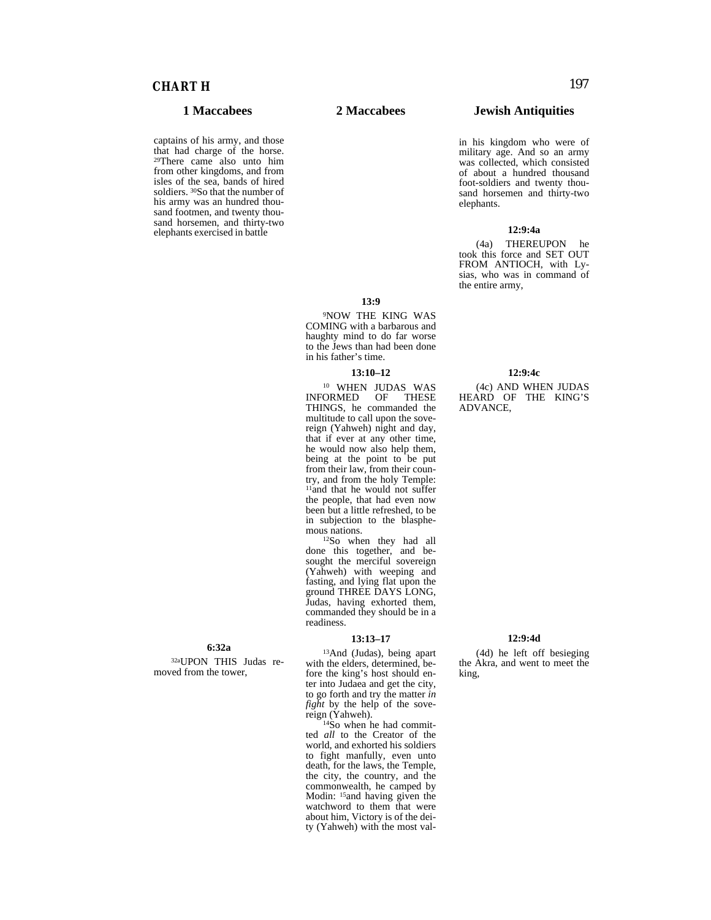## CHART H

| 1 Maccabees | 2 Maccabees | Jewish Antiquities |
|---|---|---|
| captains of his army, and those that had charge of the horse. [29]There came also unto him from other kingdoms, and from isles of the sea, bands of hired soldiers. [30]So that the number of his army was an hundred thousand footmen, and twenty thousand horsemen, and thirty-two elephants exercised in battle | | in his kingdom who were of military age. And so an army was collected, which consisted of about a hundred thousand foot-soldiers and twenty thousand horsemen and thirty-two elephants. |
| | | **12:9:4a** (4a) THEREUPON he took this force and SET OUT FROM ANTIOCH, with Lysias, who was in command of the entire army, |
| | **13:9** [9]NOW THE KING WAS COMING with a barbarous and haughty mind to do far worse to the Jews than had been done in his father's time. | |
| | **13:10–12** [10] WHEN JUDAS WAS INFORMED OF THESE THINGS, he commanded the multitude to call upon the sovereign (Yahweh) night and day, that if ever at any other time, he would now also help them, being at the point to be put from their law, from their country, and from the holy Temple: [11]and that he would not suffer the people, that had even now been but a little refreshed, to be in subjection to the blasphemous nations. [12]So when they had all done this together, and besought the merciful sovereign (Yahweh) with weeping and fasting, and lying flat upon the ground THREE DAYS LONG, Judas, having exhorted them, commanded they should be in a readiness. | **12:9:4c** (4c) AND WHEN JUDAS HEARD OF THE KING'S ADVANCE, |
| **6:32a** [32a]UPON THIS Judas removed from the tower, | **13:13–17** [13]And (Judas), being apart with the elders, determined, before the king's host should enter into Judaea and get the city, to go forth and try the matter *in fight* by the help of the sovereign (Yahweh). [14]So when he had committed *all* to the Creator of the world, and exhorted his soldiers to fight manfully, even unto death, for the laws, the Temple, the city, the country, and the commonwealth, he camped by Modin: [15]and having given the watchword to them that were about him, Victory is of the deity (Yahweh) with the most val- | **12:9:4d** (4d) he left off besieging the Akra, and went to meet the king, |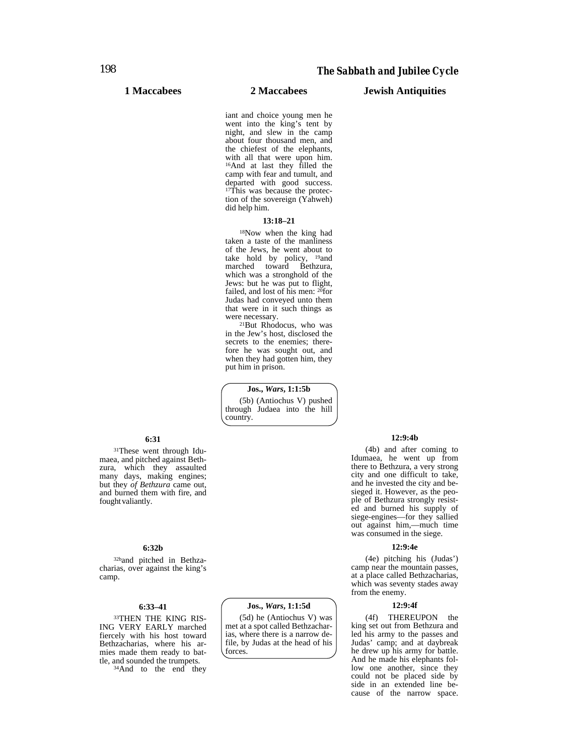| 1 Maccabees | 2 Maccabees | Jewish Antiquities |
|---|---|---|
| | iant and choice young men he went into the king's tent by night, and slew in the camp about four thousand men, and the chiefest of the elephants, with all that were upon him. [16]And at last they filled the camp with fear and tumult, and departed with good success. [17]This was because the protection of the sovereign (Yahweh) did help him. | |
| | **13:18–21**<br>[18]Now when the king had taken a taste of the manliness of the Jews, he went about to take hold by policy, [19]and marched toward Bethzura, which was a stronghold of the Jews: but he was put to flight, failed, and lost of his men: [20]for Judas had conveyed unto them that were in it such things as were necessary.<br>[21]But Rhodocus, who was in the Jew's host, disclosed the secrets to the enemies; therefore he was sought out, and when they had gotten him, they put him in prison. | |
| | **Jos., *Wars*, 1:1:5b**<br>(5b) (Antiochus V) pushed through Judaea into the hill country. | |
| **6:31**<br>[31]These went through Idumaea, and pitched against Bethzura, which they assaulted many days, making engines; but they *of Bethzura* came out, and burned them with fire, and fought valiantly. | | **12:9:4b**<br>(4b) and after coming to Idumaea, he went up from there to Bethzura, a very strong city and one difficult to take, and he invested the city and besieged it. However, as the people of Bethzura strongly resisted and burned his supply of siege-engines—for they sallied out against him,—much time was consumed in the siege. |
| **6:32b**<br>[32b]and pitched in Bethzacharias, over against the king's camp. | | **12:9:4e**<br>(4e) pitching his (Judas') camp near the mountain passes, at a place called Bethzacharias, which was seventy stades away from the enemy. |
| **6:33–41**<br>[33]THEN THE KING RISING VERY EARLY marched fiercely with his host toward Bethzacharias, where his armies made them ready to battle, and sounded the trumpets.<br>[34]And to the end they | **Jos., *Wars*, 1:1:5d**<br>(5d) he (Antiochus V) was met at a spot called Bethzacharias, where there is a narrow defile, by Judas at the head of his forces. | **12:9:4f**<br>(4f) THEREUPON the king set out from Bethzura and led his army to the passes and Judas' camp; and at daybreak he drew up his army for battle. And he made his elephants follow one another, since they could not be placed side by side in an extended line because of the narrow space. |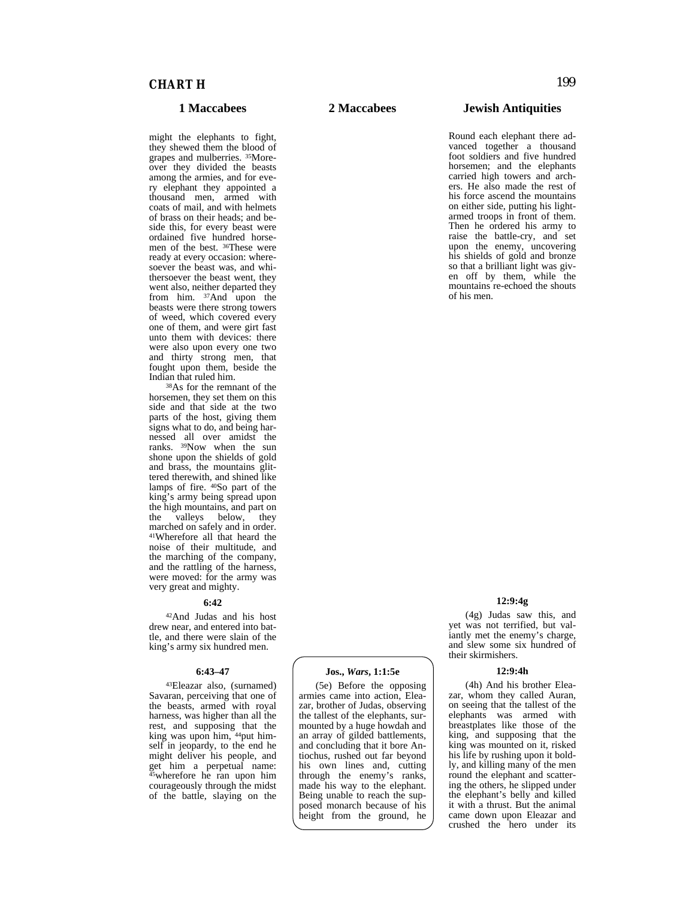## CHART H

| 1 Maccabees | 2 Maccabees | Jewish Antiquities |
|---|---|---|
| might the elephants to fight, they shewed them the blood of grapes and mulberries. [35]Moreover they divided the beasts among the armies, and for every elephant they appointed a thousand men, armed with coats of mail, and with helmets of brass on their heads; and beside this, for every beast were ordained five hundred horsemen of the best. [36]These were ready at every occasion: wheresoever the beast was, and whithersoever the beast went, they went also, neither departed they from him. [37]And upon the beasts were there strong towers of weed, which covered every one of them, and were girt fast unto them with devices: there were also upon every one two and thirty strong men, that fought upon them, beside the Indian that ruled him. [38]As for the remnant of the horsemen, they set them on this side and that side at the two parts of the host, giving them signs what to do, and being harnessed all over amidst the ranks. [39]Now when the sun shone upon the shields of gold and brass, the mountains glittered therewith, and shined like lamps of fire. [40]So part of the king's army being spread upon the high mountains, and part on the valleys below, they marched on safely and in order. [41]Wherefore all that heard the noise of their multitude, and the marching of the company, and the rattling of the harness, were moved: for the army was very great and mighty. | | Round each elephant there advanced together a thousand foot soldiers and five hundred horsemen; and the elephants carried high towers and archers. He also made the rest of his force ascend the mountains on either side, putting his light-armed troops in front of them. Then he ordered his army to raise the battle-cry, and set upon the enemy, uncovering his shields of gold and bronze so that a brilliant light was given off by them, while the mountains re-echoed the shouts of his men. |
| **6:42** | | **12:9:4g** |
| [42]And Judas and his host drew near, and entered into battle, and there were slain of the king's army six hundred men. | | (4g) Judas saw this, and yet was not terrified, but valiantly met the enemy's charge, and slew some six hundred of their skirmishers. |
| **6:43–47** | **Jos., *Wars*, 1:1:5e** | **12:9:4h** |
| [43]Eleazar also, (surnamed) Savaran, perceiving that one of the beasts, armed with royal harness, was higher than all the rest, and supposing that the king was upon him, [44]put himself in jeopardy, to the end he might deliver his people, and get him a perpetual name: [45]wherefore he ran upon him courageously through the midst of the battle, slaying on the | (5e) Before the opposing armies came into action, Eleazar, brother of Judas, observing the tallest of the elephants, surmounted by a huge howdah and an array of gilded battlements, and concluding that it bore Antiochus, rushed out far beyond his own lines and, cutting through the enemy's ranks, made his way to the elephant. Being unable to reach the supposed monarch because of his height from the ground, he | (4h) And his brother Eleazar, whom they called Auran, on seeing that the tallest of the elephants was armed with breastplates like those of the king, and supposing that the king was mounted on it, risked his life by rushing upon it boldly, and killing many of the men round the elephant and scattering the others, he slipped under the elephant's belly and killed it with a thrust. But the animal came down upon Eleazar and crushed the hero under its |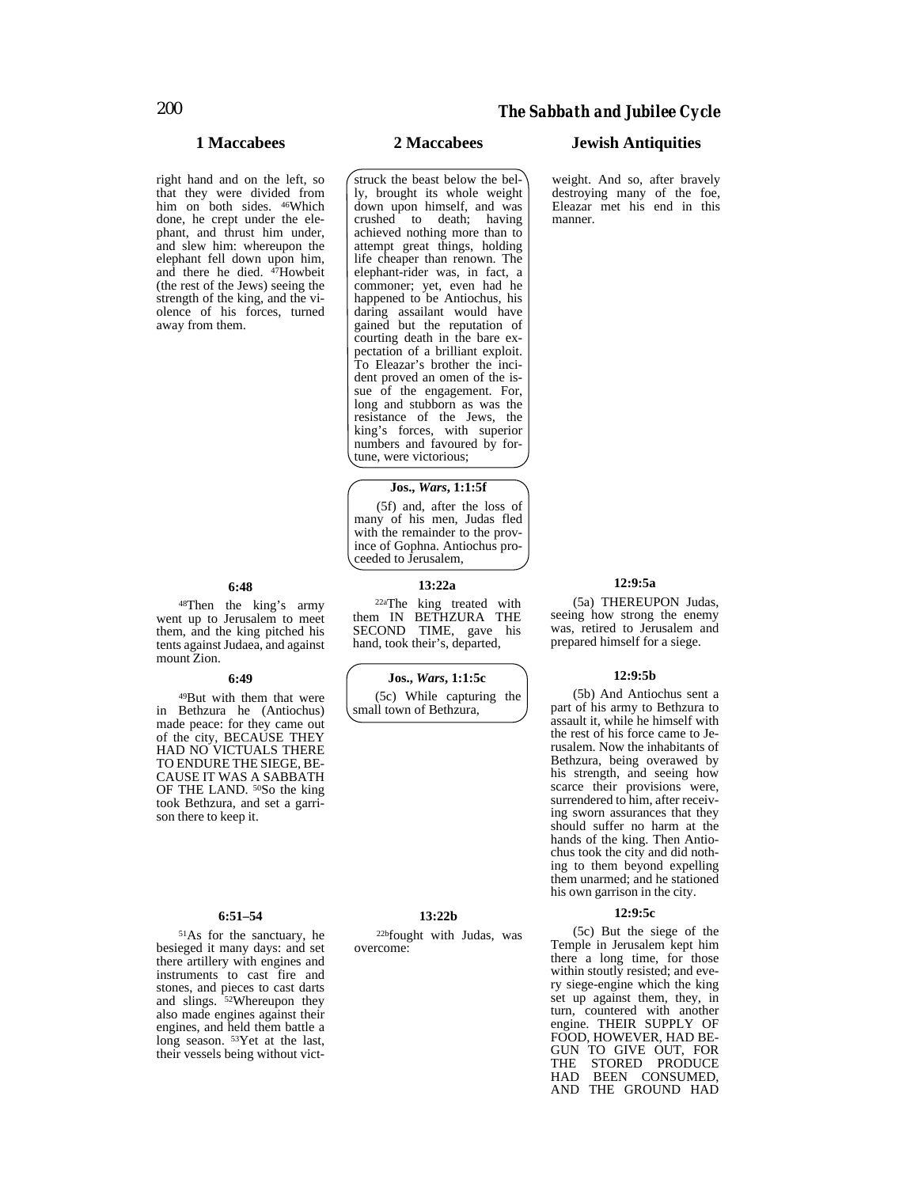| 1 Maccabees | 2 Maccabees | Jewish Antiquities |
|---|---|---|
| right hand and on the left, so that they were divided from him on both sides. [46]Which done, he crept under the elephant, and thrust him under, and slew him: whereupon the elephant fell down upon him, and there he died. [47]Howbeit (the rest of the Jews) seeing the strength of the king, and the violence of his forces, turned away from them. | struck the beast below the belly, brought its whole weight down upon himself, and was crushed to death; having achieved nothing more than to attempt great things, holding life cheaper than renown. The elephant-rider was, in fact, a commoner; yet, even had he happened to be Antiochus, his daring assailant would have gained but the reputation of courting death in the bare expectation of a brilliant exploit. To Eleazar's brother the incident proved an omen of the issue of the engagement. For, long and stubborn as was the resistance of the Jews, the king's forces, with superior numbers and favoured by fortune, were victorious;<br><br>**Jos., *Wars*, 1:1:5f**<br>(5f) and, after the loss of many of his men, Judas fled with the remainder to the province of Gophna. Antiochus proceeded to Jerusalem, | weight. And so, after bravely destroying many of the foe, Eleazar met his end in this manner. |
| **6:48**<br>[48]Then the king's army went up to Jerusalem to meet them, and the king pitched his tents against Judaea, and against mount Zion. | **13:22a**<br>[22a]The king treated with them IN BETHZURA THE SECOND TIME, gave his hand, took their's, departed, | **12:9:5a**<br>(5a) THEREUPON Judas, seeing how strong the enemy was, retired to Jerusalem and prepared himself for a siege. |
| **6:49**<br>[49]But with them that were in Bethzura he (Antiochus) made peace: for they came out of the city, BECAUSE THEY HAD NO VICTUALS THERE TO ENDURE THE SIEGE, BECAUSE IT WAS A SABBATH OF THE LAND. [50]So the king took Bethzura, and set a garrison there to keep it. | **Jos., *Wars*, 1:1:5c**<br>(5c) While capturing the small town of Bethzura, | **12:9:5b**<br>(5b) And Antiochus sent a part of his army to Bethzura to assault it, while he himself with the rest of his force came to Jerusalem. Now the inhabitants of Bethzura, being overawed by his strength, and seeing how scarce their provisions were, surrendered to him, after receiving sworn assurances that they should suffer no harm at the hands of the king. Then Antiochus took the city and did nothing to them beyond expelling them unarmed; and he stationed his own garrison in the city. |
| **6:51–54**<br>[51]As for the sanctuary, he besieged it many days: and set there artillery with engines and instruments to cast fire and stones, and pieces to cast darts and slings. [52]Whereupon they also made engines against their engines, and held them battle a long season. [53]Yet at the last, their vessels being without vict- | **13:22b**<br>[22b]fought with Judas, was overcome: | **12:9:5c**<br>(5c) But the siege of the Temple in Jerusalem kept him there a long time, for those within stoutly resisted; and every siege-engine which the king set up against them, they, in turn, countered with another engine. THEIR SUPPLY OF FOOD, HOWEVER, HAD BEGUN TO GIVE OUT, FOR THE STORED PRODUCE HAD BEEN CONSUMED, AND THE GROUND HAD |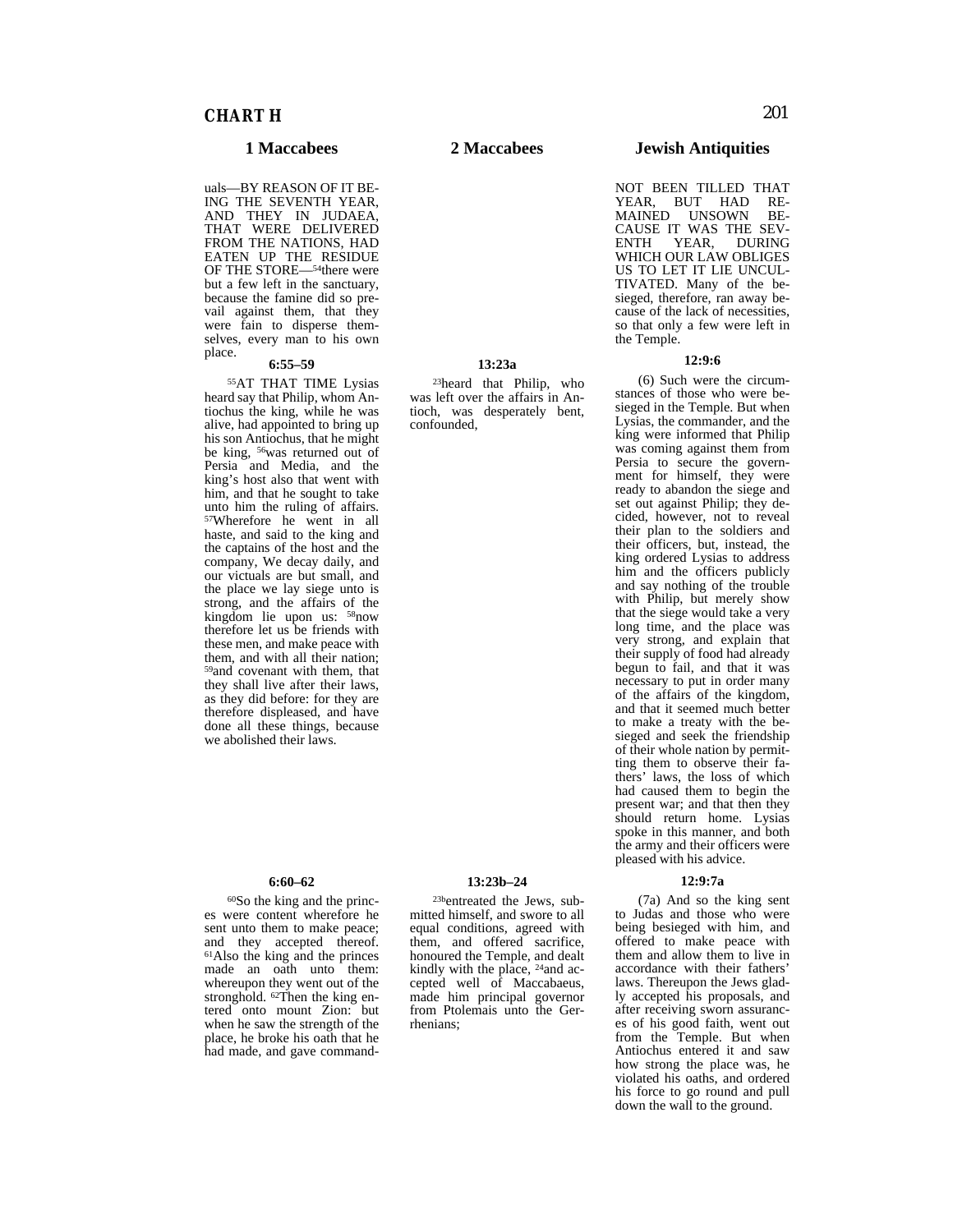## CHART H

| 1 Maccabees | 2 Maccabees | Jewish Antiquities |
|---|---|---|
| uals—BY REASON OF IT BEING THE SEVENTH YEAR, AND THEY IN JUDAEA, THAT WERE DELIVERED FROM THE NATIONS, HAD EATEN UP THE RESIDUE OF THE STORE—[54]there were but a few left in the sanctuary, because the famine did so prevail against them, that they were fain to disperse themselves, every man to his own place. | | NOT BEEN TILLED THAT YEAR, BUT HAD REMAINED UNSOWN BECAUSE IT WAS THE SEVENTH YEAR, DURING WHICH OUR LAW OBLIGES US TO LET IT LIE UNCULTIVATED. Many of the besieged, therefore, ran away because of the lack of necessities, so that only a few were left in the Temple. |
| **6:55–59** | **13:23a** | **12:9:6** |
| [55]AT THAT TIME Lysias heard say that Philip, whom Antiochus the king, while he was alive, had appointed to bring up his son Antiochus, that he might be king, [56]was returned out of Persia and Media, and the king's host also that went with him, and that he sought to take unto him the ruling of affairs. [57]Wherefore he went in all haste, and said to the king and the captains of the host and the company, We decay daily, and our victuals are but small, and the place we lay siege unto is strong, and the affairs of the kingdom lie upon us: [58]now therefore let us be friends with these men, and make peace with them, and with all their nation; [59]and covenant with them, that they shall live after their laws, as they did before: for they are therefore displeased, and have done all these things, because we abolished their laws. | [23]heard that Philip, who was left over the affairs in Antioch, was desperately bent, confounded, | (6) Such were the circumstances of those who were besieged in the Temple. But when Lysias, the commander, and the king were informed that Philip was coming against them from Persia to secure the government for himself, they were ready to abandon the siege and set out against Philip; they decided, however, not to reveal their plan to the soldiers and their officers, but, instead, the king ordered Lysias to address him and the officers publicly and say nothing of the trouble with Philip, but merely show that the siege would take a very long time, and the place was very strong, and explain that their supply of food had already begun to fail, and that it was necessary to put in order many of the affairs of the kingdom, and that it seemed much better to make a treaty with the besieged and seek the friendship of their whole nation by permitting them to observe their fathers' laws, the loss of which had caused them to begin the present war; and that then they should return home. Lysias spoke in this manner, and both the army and their officers were pleased with his advice. |
| **6:60–62** | **13:23b–24** | **12:9:7a** |
| [60]So the king and the princes were content wherefore he sent unto them to make peace; and they accepted thereof. [61]Also the king and the princes made an oath unto them: whereupon they went out of the stronghold. [62]Then the king entered onto mount Zion: but when he saw the strength of the place, he broke his oath that he had made, and gave command- | [23b]entreated the Jews, submitted himself, and swore to all equal conditions, agreed with them, and offered sacrifice, honoured the Temple, and dealt kindly with the place, [24]and accepted well of Maccabaeus, made him principal governor from Ptolemais unto the Gerrhenians; | (7a) And so the king sent to Judas and those who were being besieged with him, and offered to make peace with them and allow them to live in accordance with their fathers' laws. Thereupon the Jews gladly accepted his proposals, and after receiving sworn assurances of his good faith, went out from the Temple. But when Antiochus entered it and saw how strong the place was, he violated his oaths, and ordered his force to go round and pull down the wall to the ground. |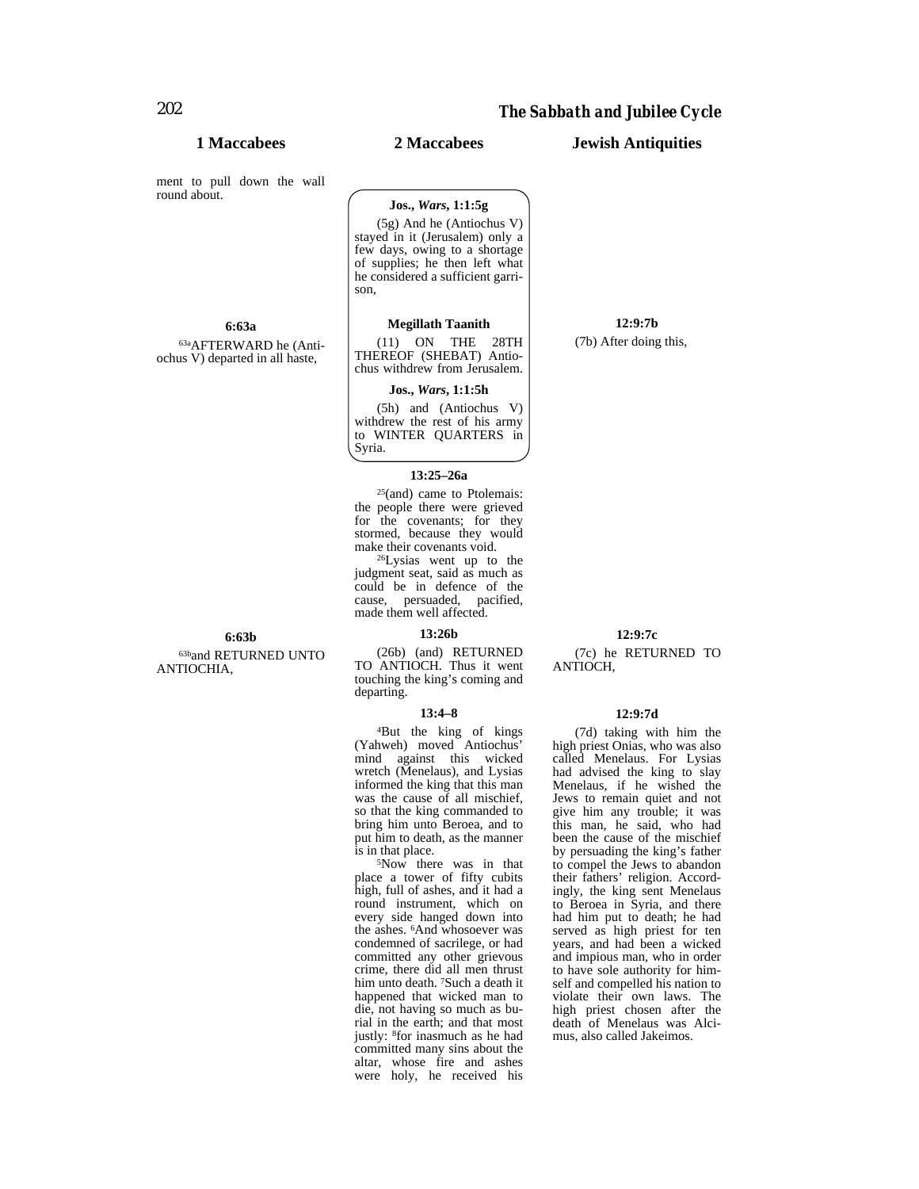| 1 Maccabees | 2 Maccabees | Jewish Antiquities |
|---|---|---|
| ment to pull down the wall round about. | **Jos., *Wars*, 1:1:5g**<br>(5g) And he (Antiochus V) stayed in it (Jerusalem) only a few days, owing to a shortage of supplies; he then left what he considered a sufficient garrison, | |
| **6:63a**<br>[63a]AFTERWARD he (Antiochus V) departed in all haste, | **Megillath Taanith**<br>(11) ON THE 28TH THEREOF (SHEBAT) Antiochus withdrew from Jerusalem.<br>**Jos., *Wars*, 1:1:5h**<br>(5h) and (Antiochus V) withdrew the rest of his army to WINTER QUARTERS in Syria. | **12:9:7b**<br>(7b) After doing this, |
| | **13:25–26a**<br>[25](and) came to Ptolemais: the people there were grieved for the covenants; for they stormed, because they would make their covenants void.<br>[26]Lysias went up to the judgment seat, said as much as could be in defence of the cause, persuaded, pacified, made them well affected. | |
| **6:63b**<br>[63b]and RETURNED UNTO ANTIOCHIA, | **13:26b**<br>(26b) (and) RETURNED TO ANTIOCH. Thus it went touching the king's coming and departing. | **12:9:7c**<br>(7c) he RETURNED TO ANTIOCH, |
| | **13:4–8**<br>[4]But the king of kings (Yahweh) moved Antiochus' mind against this wicked wretch (Menelaus), and Lysias informed the king that this man was the cause of all mischief, so that the king commanded to bring him unto Beroea, and to put him to death, as the manner is in that place.<br>[5]Now there was in that place a tower of fifty cubits high, full of ashes, and it had a round instrument, which on every side hanged down into the ashes. [6]And whosoever was condemned of sacrilege, or had committed any other grievous crime, there did all men thrust him unto death. [7]Such a death it happened that wicked man to die, not having so much as burial in the earth; and that most justly: [8]for inasmuch as he had committed many sins about the altar, whose fire and ashes were holy, he received his | **12:9:7d**<br>(7d) taking with him the high priest Onias, who was also called Menelaus. For Lysias had advised the king to slay Menelaus, if he wished the Jews to remain quiet and not give him any trouble; it was this man, he said, who had been the cause of the mischief by persuading the king's father to compel the Jews to abandon their fathers' religion. Accordingly, the king sent Menelaus to Beroea in Syria, and there had him put to death; he had served as high priest for ten years, and had been a wicked and impious man, who in order to have sole authority for himself and compelled his nation to violate their own laws. The high priest chosen after the death of Menelaus was Alcimus, also called Jakeimos. |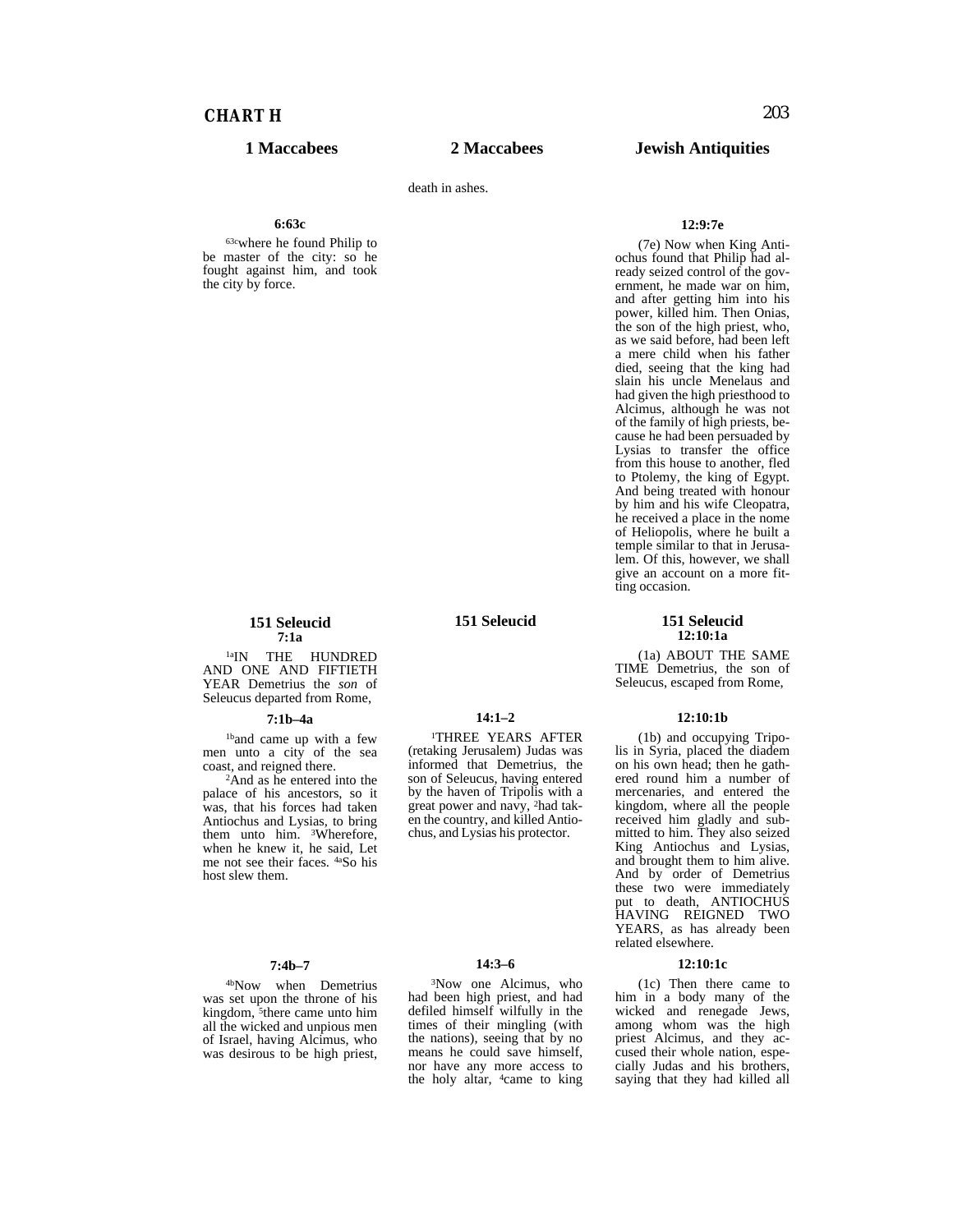## CHART H

| 1 Maccabees | 2 Maccabees | Jewish Antiquities |
|---|---|---|
| | death in ashes. | |
| **6:63c** | | **12:9:7e** |
| [63c]where he found Philip to be master of the city: so he fought against him, and took the city by force. | | (7e) Now when King Antiochus found that Philip had already seized control of the government, he made war on him, and after getting him into his power, killed him. Then Onias, the son of the high priest, who, as we said before, had been left a mere child when his father died, seeing that the king had slain his uncle Menelaus and had given the high priesthood to Alcimus, although he was not of the family of high priests, because he had been persuaded by Lysias to transfer the office from this house to another, fled to Ptolemy, the king of Egypt. And being treated with honour by him and his wife Cleopatra, he received a place in the nome of Heliopolis, where he built a temple similar to that in Jerusalem. Of this, however, we shall give an account on a more fitting occasion. |
| **151 Seleucid** | **151 Seleucid** | **151 Seleucid** |
| **7:1a** | | **12:10:1a** |
| [1a]IN THE HUNDRED AND ONE AND FIFTIETH YEAR Demetrius the *son* of Seleucus departed from Rome, | | (1a) ABOUT THE SAME TIME Demetrius, the son of Seleucus, escaped from Rome, |
| **7:1b–4a** | **14:1–2** | **12:10:1b** |
| [1b]and came up with a few men unto a city of the sea coast, and reigned there. [2]And as he entered into the palace of his ancestors, so it was, that his forces had taken Antiochus and Lysias, to bring them unto him. [3]Wherefore, when he knew it, he said, Let me not see their faces. [4a]So his host slew them. | [1]THREE YEARS AFTER (retaking Jerusalem) Judas was informed that Demetrius, the son of Seleucus, having entered by the haven of Tripolis with a great power and navy, [2]had taken the country, and killed Antiochus, and Lysias his protector. | (1b) and occupying Tripolis in Syria, placed the diadem on his own head; then he gathered round him a number of mercenaries, and entered the kingdom, where all the people received him gladly and submitted to him. They also seized King Antiochus and Lysias, and brought them to him alive. And by order of Demetrius these two were immediately put to death, ANTIOCHUS HAVING REIGNED TWO YEARS, as has already been related elsewhere. |
| **7:4b–7** | **14:3–6** | **12:10:1c** |
| [4b]Now when Demetrius was set upon the throne of his kingdom, [5]there came unto him all the wicked and unpious men of Israel, having Alcimus, who was desirous to be high priest, | [3]Now one Alcimus, who had been high priest, and had defiled himself wilfully in the times of their mingling (with the nations), seeing that by no means he could save himself, nor have any more access to the holy altar, [4]came to king | (1c) Then there came to him in a body many of the wicked and renegade Jews, among whom was the high priest Alcimus, and they accused their whole nation, especially Judas and his brothers, saying that they had killed all |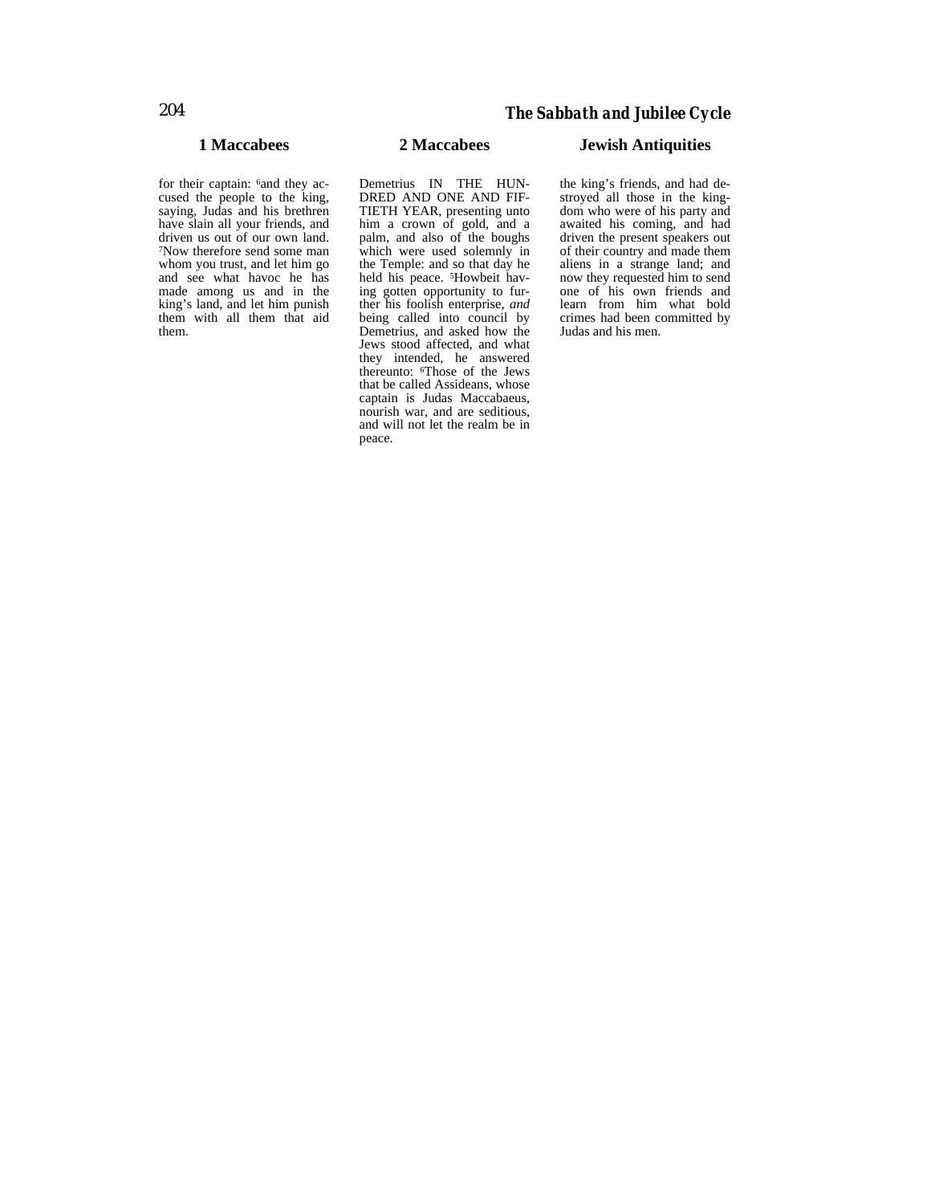### 1 Maccabees

for their captain: [6]and they accused the people to the king, saying, Judas and his brethren have slain all your friends, and driven us out of our own land. [7]Now therefore send some man whom you trust, and let him go and see what havoc he has made among us and in the king's land, and let him punish them with all them that aid them.

### 2 Maccabees

Demetrius IN THE HUNDRED AND ONE AND FIFTIETH YEAR, presenting unto him a crown of gold, and a palm, and also of the boughs which were used solemnly in the Temple: and so that day he held his peace. [5]Howbeit having gotten opportunity to further his foolish enterprise, *and* being called into council by Demetrius, and asked how the Jews stood affected, and what they intended, he answered thereunto: [6]Those of the Jews that be called Assideans, whose captain is Judas Maccabaeus, nourish war, and are seditious, and will not let the realm be in peace.

### Jewish Antiquities

the king's friends, and had destroyed all those in the kingdom who were of his party and awaited his coming, and had driven the present speakers out of their country and made them aliens in a strange land; and now they requested him to send one of his own friends and learn from him what bold crimes had been committed by Judas and his men.